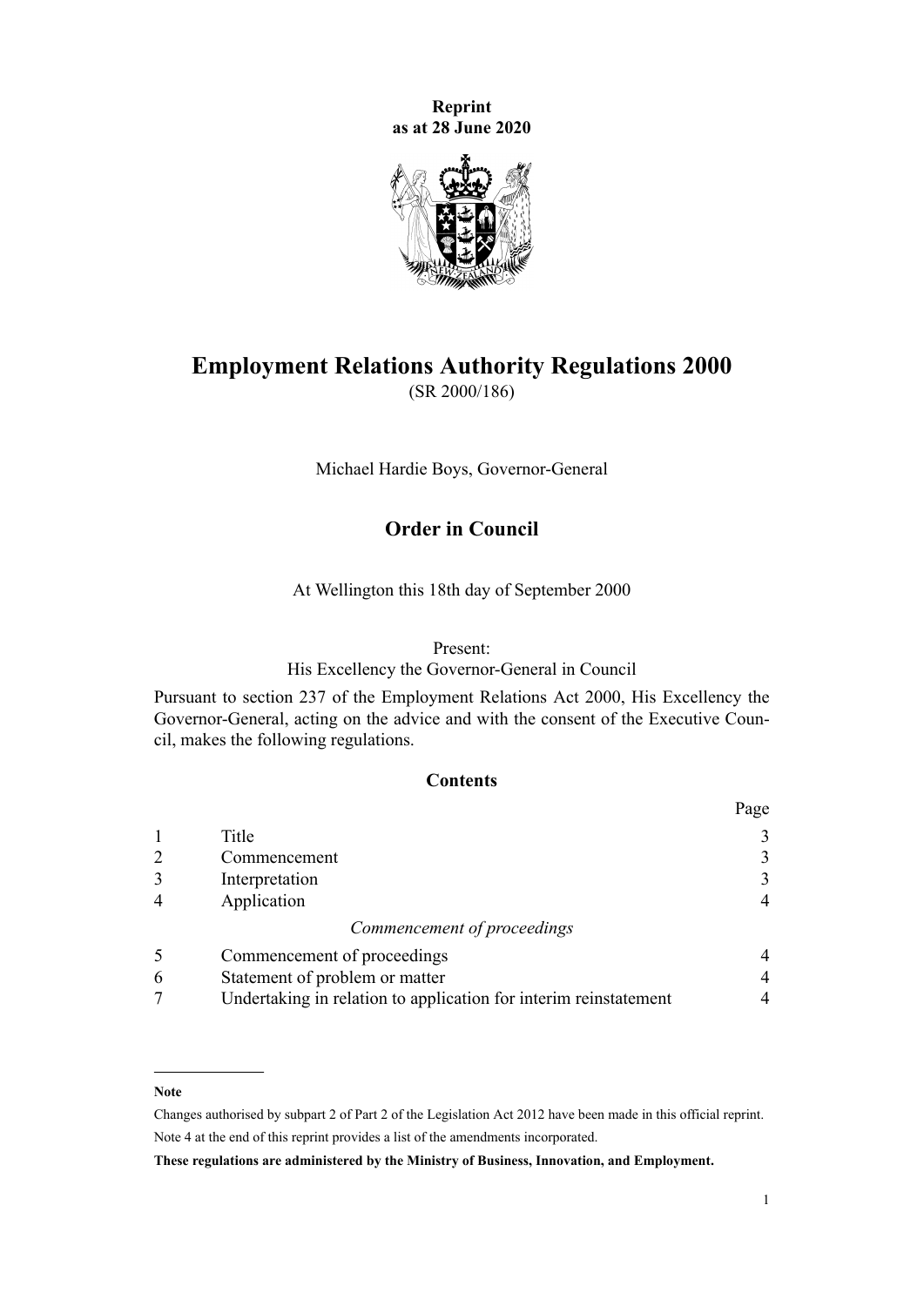**Reprint as at 28 June 2020**

# Employment Relations Authority Regulations 2000

(SR 2000/186)

Michael Hardie Boys, Governor-General

## Order in Council

At Wellington this 18th day of September 2000

Present:
His Excellency the Governor-General in Council

Pursuant to section 237 of the Employment Relations Act 2000, His Excellency the Governor-General, acting on the advice and with the consent of the Executive Council, makes the following regulations.

### Contents

| | | Page |
|---|---|---|
| 1 | Title | 3 |
| 2 | Commencement | 3 |
| 3 | Interpretation | 3 |
| 4 | Application | 4 |
| | *Commencement of proceedings* | |
| 5 | Commencement of proceedings | 4 |
| 6 | Statement of problem or matter | 4 |
| 7 | Undertaking in relation to application for interim reinstatement | 4 |

---

**Note**

Changes authorised by subpart 2 of Part 2 of the Legislation Act 2012 have been made in this official reprint.
Note 4 at the end of this reprint provides a list of the amendments incorporated.

**These regulations are administered by the Ministry of Business, Innovation, and Employment.**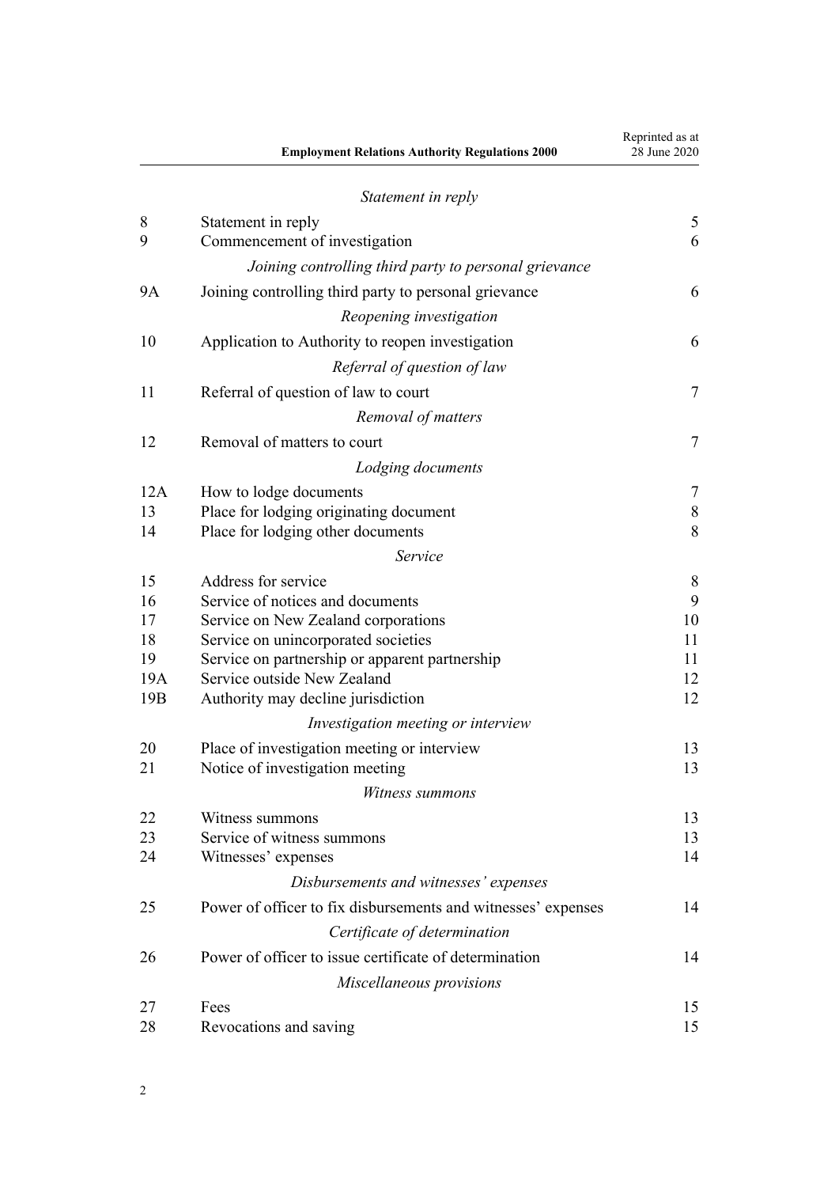*Statement in reply*

| | | |
|---|---|---|
| 8 | Statement in reply | 5 |
| 9 | Commencement of investigation | 6 |
| | *Joining controlling third party to personal grievance* | |
| 9A | Joining controlling third party to personal grievance | 6 |
| | *Reopening investigation* | |
| 10 | Application to Authority to reopen investigation | 6 |
| | *Referral of question of law* | |
| 11 | Referral of question of law to court | 7 |
| | *Removal of matters* | |
| 12 | Removal of matters to court | 7 |
| | *Lodging documents* | |
| 12A | How to lodge documents | 7 |
| 13 | Place for lodging originating document | 8 |
| 14 | Place for lodging other documents | 8 |
| | *Service* | |
| 15 | Address for service | 8 |
| 16 | Service of notices and documents | 9 |
| 17 | Service on New Zealand corporations | 10 |
| 18 | Service on unincorporated societies | 11 |
| 19 | Service on partnership or apparent partnership | 11 |
| 19A | Service outside New Zealand | 12 |
| 19B | Authority may decline jurisdiction | 12 |
| | *Investigation meeting or interview* | |
| 20 | Place of investigation meeting or interview | 13 |
| 21 | Notice of investigation meeting | 13 |
| | *Witness summons* | |
| 22 | Witness summons | 13 |
| 23 | Service of witness summons | 13 |
| 24 | Witnesses' expenses | 14 |
| | *Disbursements and witnesses' expenses* | |
| 25 | Power of officer to fix disbursements and witnesses' expenses | 14 |
| | *Certificate of determination* | |
| 26 | Power of officer to issue certificate of determination | 14 |
| | *Miscellaneous provisions* | |
| 27 | Fees | 15 |
| 28 | Revocations and saving | 15 |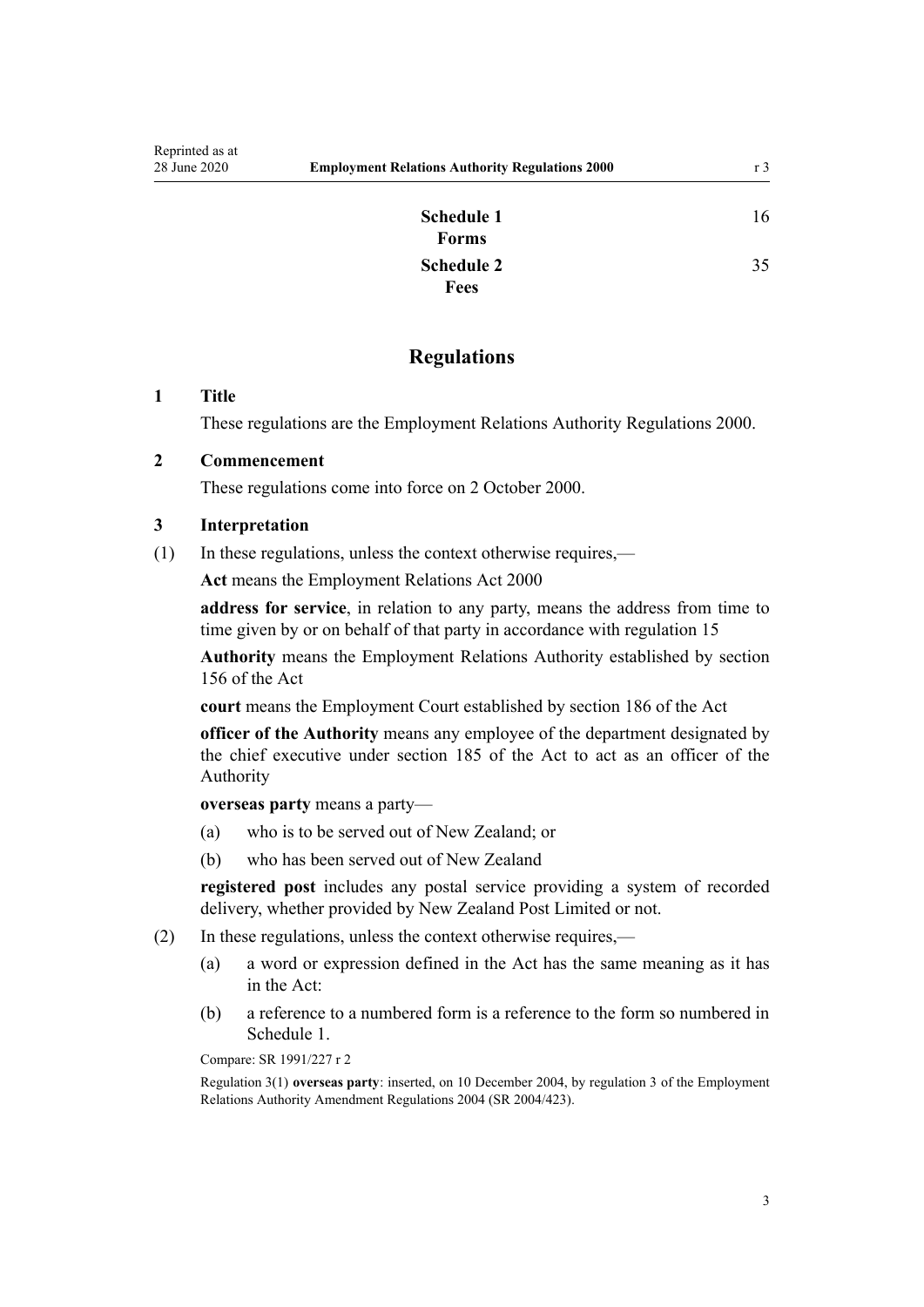| | |
|---|---|
| **Schedule 1**<br>**Forms** | 16 |
| **Schedule 2**<br>**Fees** | 35 |

## Regulations

### 1 Title

These regulations are the Employment Relations Authority Regulations 2000.

### 2 Commencement

These regulations come into force on 2 October 2000.

### 3 Interpretation

(1) In these regulations, unless the context otherwise requires,—

**Act** means the Employment Relations Act 2000

**address for service**, in relation to any party, means the address from time to time given by or on behalf of that party in accordance with regulation 15

**Authority** means the Employment Relations Authority established by section 156 of the Act

**court** means the Employment Court established by section 186 of the Act

**officer of the Authority** means any employee of the department designated by the chief executive under section 185 of the Act to act as an officer of the Authority

**overseas party** means a party—

(a) who is to be served out of New Zealand; or

(b) who has been served out of New Zealand

**registered post** includes any postal service providing a system of recorded delivery, whether provided by New Zealand Post Limited or not.

(2) In these regulations, unless the context otherwise requires,—

(a) a word or expression defined in the Act has the same meaning as it has in the Act:

(b) a reference to a numbered form is a reference to the form so numbered in Schedule 1.

Compare: SR 1991/227 r 2

Regulation 3(1) **overseas party**: inserted, on 10 December 2004, by regulation 3 of the Employment Relations Authority Amendment Regulations 2004 (SR 2004/423).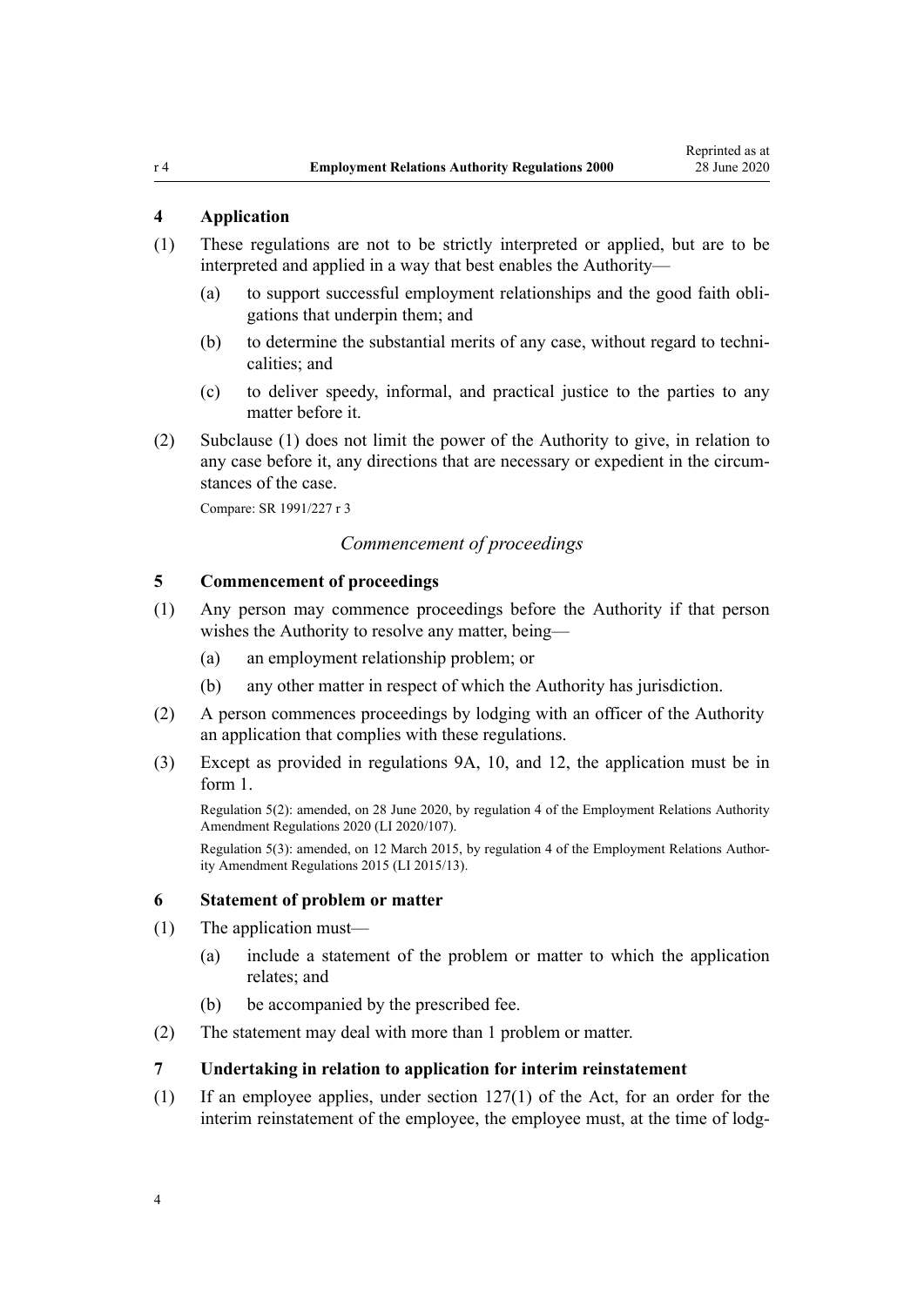### 4 Application

(1) These regulations are not to be strictly interpreted or applied, but are to be interpreted and applied in a way that best enables the Authority—

(a) to support successful employment relationships and the good faith obligations that underpin them; and

(b) to determine the substantial merits of any case, without regard to technicalities; and

(c) to deliver speedy, informal, and practical justice to the parties to any matter before it.

(2) Subclause (1) does not limit the power of the Authority to give, in relation to any case before it, any directions that are necessary or expedient in the circumstances of the case.

Compare: SR 1991/227 r 3

*Commencement of proceedings*

### 5 Commencement of proceedings

(1) Any person may commence proceedings before the Authority if that person wishes the Authority to resolve any matter, being—

(a) an employment relationship problem; or

(b) any other matter in respect of which the Authority has jurisdiction.

(2) A person commences proceedings by lodging with an officer of the Authority an application that complies with these regulations.

(3) Except as provided in regulations 9A, 10, and 12, the application must be in form 1.

Regulation 5(2): amended, on 28 June 2020, by regulation 4 of the Employment Relations Authority Amendment Regulations 2020 (LI 2020/107).

Regulation 5(3): amended, on 12 March 2015, by regulation 4 of the Employment Relations Authority Amendment Regulations 2015 (LI 2015/13).

### 6 Statement of problem or matter

(1) The application must—

(a) include a statement of the problem or matter to which the application relates; and

(b) be accompanied by the prescribed fee.

(2) The statement may deal with more than 1 problem or matter.

### 7 Undertaking in relation to application for interim reinstatement

(1) If an employee applies, under section 127(1) of the Act, for an order for the interim reinstatement of the employee, the employee must, at the time of lodg-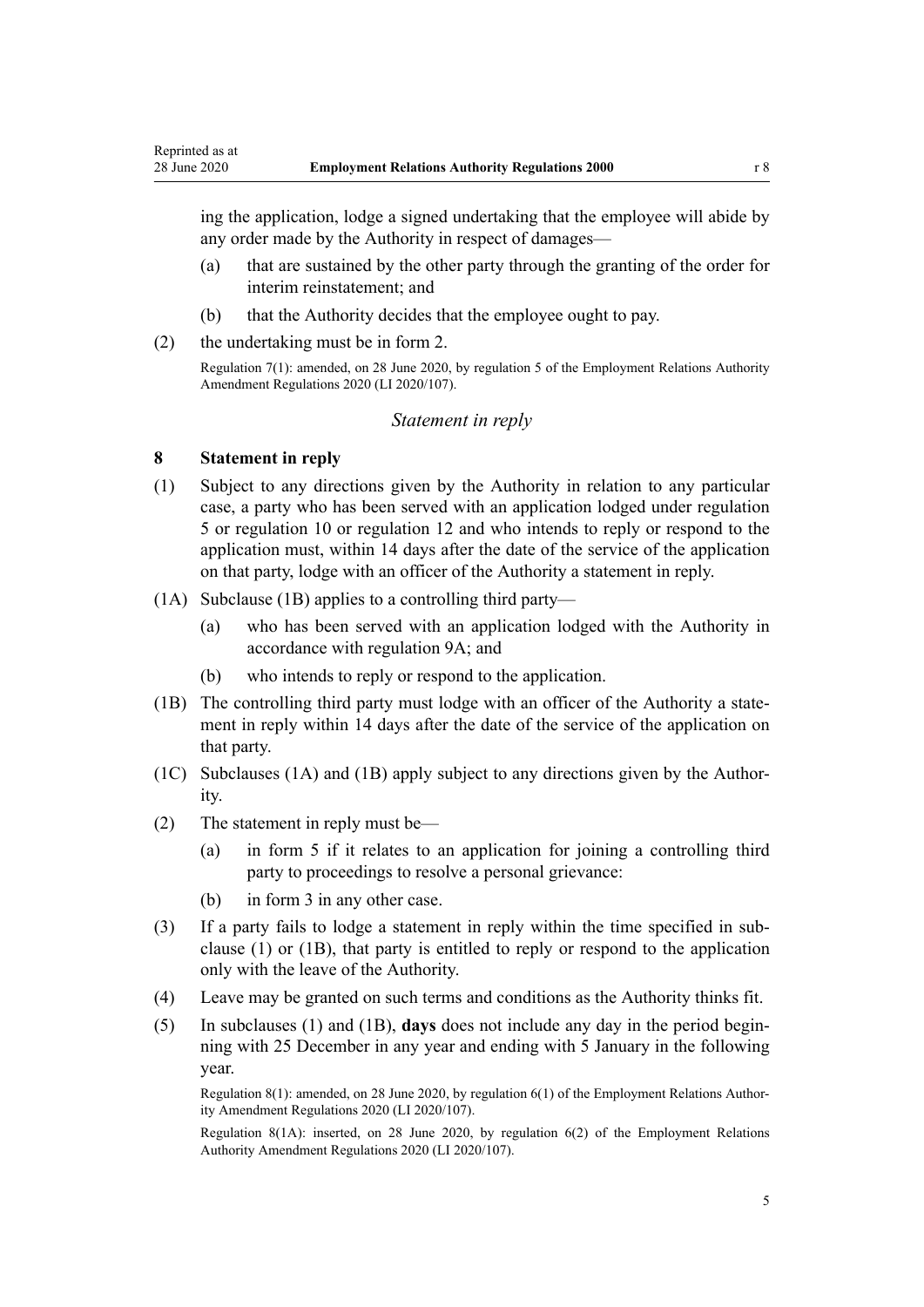ing the application, lodge a signed undertaking that the employee will abide by any order made by the Authority in respect of damages—

(a) that are sustained by the other party through the granting of the order for interim reinstatement; and

(b) that the Authority decides that the employee ought to pay.

(2) the undertaking must be in form 2.

Regulation 7(1): amended, on 28 June 2020, by regulation 5 of the Employment Relations Authority Amendment Regulations 2020 (LI 2020/107).

*Statement in reply*

### 8 Statement in reply

(1) Subject to any directions given by the Authority in relation to any particular case, a party who has been served with an application lodged under regulation 5 or regulation 10 or regulation 12 and who intends to reply or respond to the application must, within 14 days after the date of the service of the application on that party, lodge with an officer of the Authority a statement in reply.

(1A) Subclause (1B) applies to a controlling third party—

(a) who has been served with an application lodged with the Authority in accordance with regulation 9A; and

(b) who intends to reply or respond to the application.

(1B) The controlling third party must lodge with an officer of the Authority a statement in reply within 14 days after the date of the service of the application on that party.

(1C) Subclauses (1A) and (1B) apply subject to any directions given by the Authority.

(2) The statement in reply must be—

(a) in form 5 if it relates to an application for joining a controlling third party to proceedings to resolve a personal grievance:

(b) in form 3 in any other case.

(3) If a party fails to lodge a statement in reply within the time specified in subclause (1) or (1B), that party is entitled to reply or respond to the application only with the leave of the Authority.

(4) Leave may be granted on such terms and conditions as the Authority thinks fit.

(5) In subclauses (1) and (1B), **days** does not include any day in the period beginning with 25 December in any year and ending with 5 January in the following year.

Regulation 8(1): amended, on 28 June 2020, by regulation 6(1) of the Employment Relations Authority Amendment Regulations 2020 (LI 2020/107).

Regulation 8(1A): inserted, on 28 June 2020, by regulation 6(2) of the Employment Relations Authority Amendment Regulations 2020 (LI 2020/107).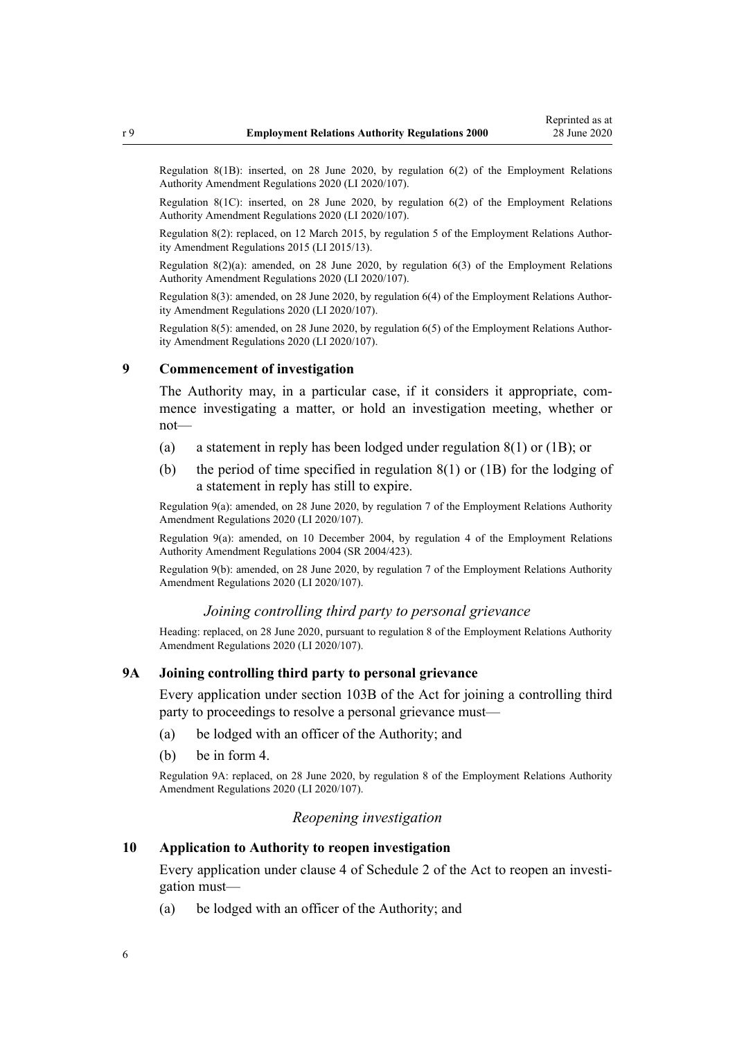Regulation 8(1B): inserted, on 28 June 2020, by regulation 6(2) of the Employment Relations Authority Amendment Regulations 2020 (LI 2020/107).

Regulation 8(1C): inserted, on 28 June 2020, by regulation 6(2) of the Employment Relations Authority Amendment Regulations 2020 (LI 2020/107).

Regulation 8(2): replaced, on 12 March 2015, by regulation 5 of the Employment Relations Authority Amendment Regulations 2015 (LI 2015/13).

Regulation 8(2)(a): amended, on 28 June 2020, by regulation 6(3) of the Employment Relations Authority Amendment Regulations 2020 (LI 2020/107).

Regulation 8(3): amended, on 28 June 2020, by regulation 6(4) of the Employment Relations Authority Amendment Regulations 2020 (LI 2020/107).

Regulation 8(5): amended, on 28 June 2020, by regulation 6(5) of the Employment Relations Authority Amendment Regulations 2020 (LI 2020/107).

### 9 Commencement of investigation

The Authority may, in a particular case, if it considers it appropriate, commence investigating a matter, or hold an investigation meeting, whether or not—

(a) a statement in reply has been lodged under regulation 8(1) or (1B); or

(b) the period of time specified in regulation 8(1) or (1B) for the lodging of a statement in reply has still to expire.

Regulation 9(a): amended, on 28 June 2020, by regulation 7 of the Employment Relations Authority Amendment Regulations 2020 (LI 2020/107).

Regulation 9(a): amended, on 10 December 2004, by regulation 4 of the Employment Relations Authority Amendment Regulations 2004 (SR 2004/423).

Regulation 9(b): amended, on 28 June 2020, by regulation 7 of the Employment Relations Authority Amendment Regulations 2020 (LI 2020/107).

*Joining controlling third party to personal grievance*

Heading: replaced, on 28 June 2020, pursuant to regulation 8 of the Employment Relations Authority Amendment Regulations 2020 (LI 2020/107).

### 9A Joining controlling third party to personal grievance

Every application under section 103B of the Act for joining a controlling third party to proceedings to resolve a personal grievance must—

(a) be lodged with an officer of the Authority; and

(b) be in form 4.

Regulation 9A: replaced, on 28 June 2020, by regulation 8 of the Employment Relations Authority Amendment Regulations 2020 (LI 2020/107).

*Reopening investigation*

### 10 Application to Authority to reopen investigation

Every application under clause 4 of Schedule 2 of the Act to reopen an investigation must—

(a) be lodged with an officer of the Authority; and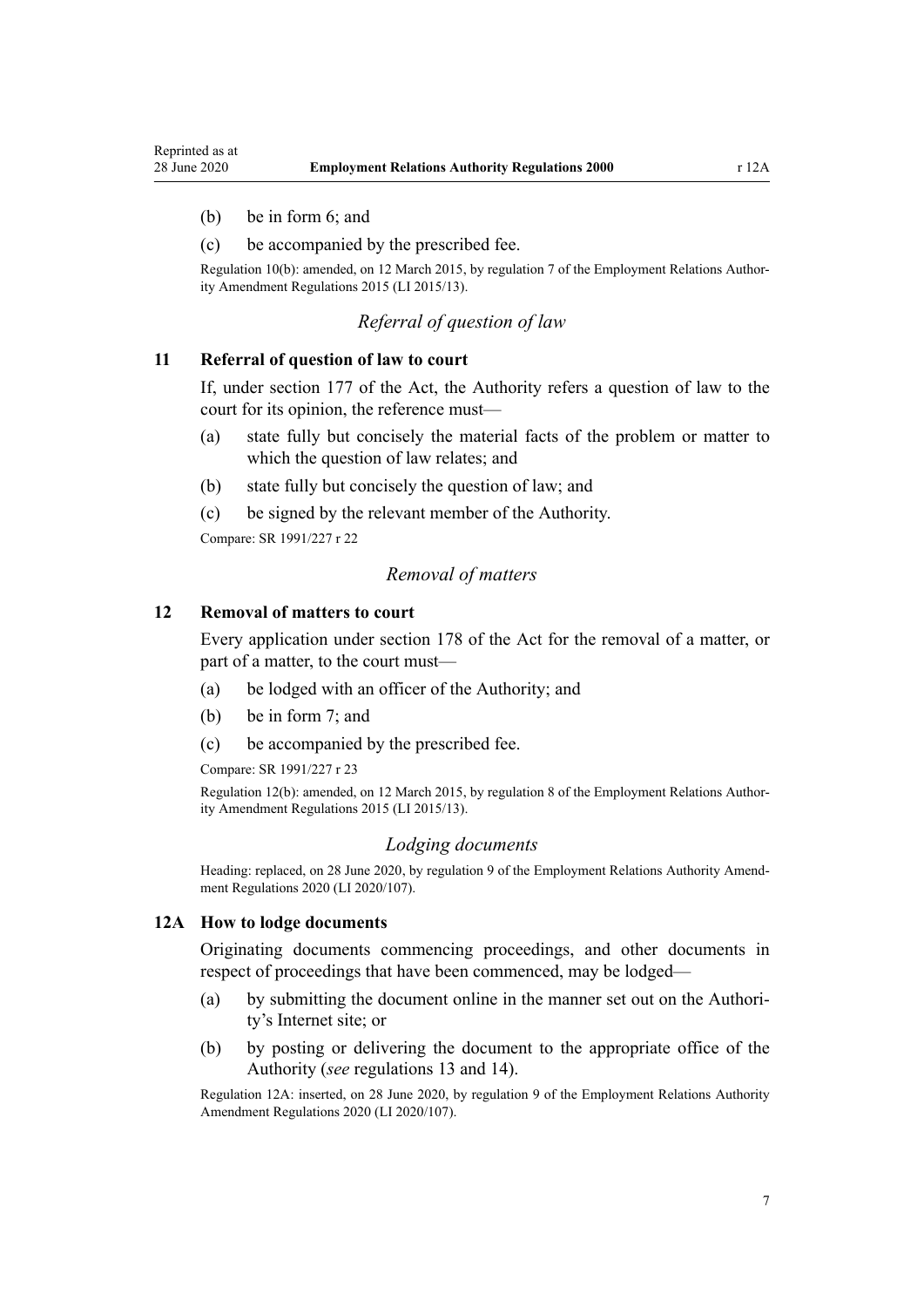(b) be in form 6; and

(c) be accompanied by the prescribed fee.

Regulation 10(b): amended, on 12 March 2015, by regulation 7 of the Employment Relations Authority Amendment Regulations 2015 (LI 2015/13).

### *Referral of question of law*

### 11 Referral of question of law to court

If, under section 177 of the Act, the Authority refers a question of law to the court for its opinion, the reference must—

(a) state fully but concisely the material facts of the problem or matter to which the question of law relates; and

(b) state fully but concisely the question of law; and

(c) be signed by the relevant member of the Authority.

Compare: SR 1991/227 r 22

### *Removal of matters*

### 12 Removal of matters to court

Every application under section 178 of the Act for the removal of a matter, or part of a matter, to the court must—

(a) be lodged with an officer of the Authority; and

(b) be in form 7; and

(c) be accompanied by the prescribed fee.

Compare: SR 1991/227 r 23

Regulation 12(b): amended, on 12 March 2015, by regulation 8 of the Employment Relations Authority Amendment Regulations 2015 (LI 2015/13).

### *Lodging documents*

Heading: replaced, on 28 June 2020, by regulation 9 of the Employment Relations Authority Amendment Regulations 2020 (LI 2020/107).

### 12A How to lodge documents

Originating documents commencing proceedings, and other documents in respect of proceedings that have been commenced, may be lodged—

(a) by submitting the document online in the manner set out on the Authority's Internet site; or

(b) by posting or delivering the document to the appropriate office of the Authority (*see* regulations 13 and 14).

Regulation 12A: inserted, on 28 June 2020, by regulation 9 of the Employment Relations Authority Amendment Regulations 2020 (LI 2020/107).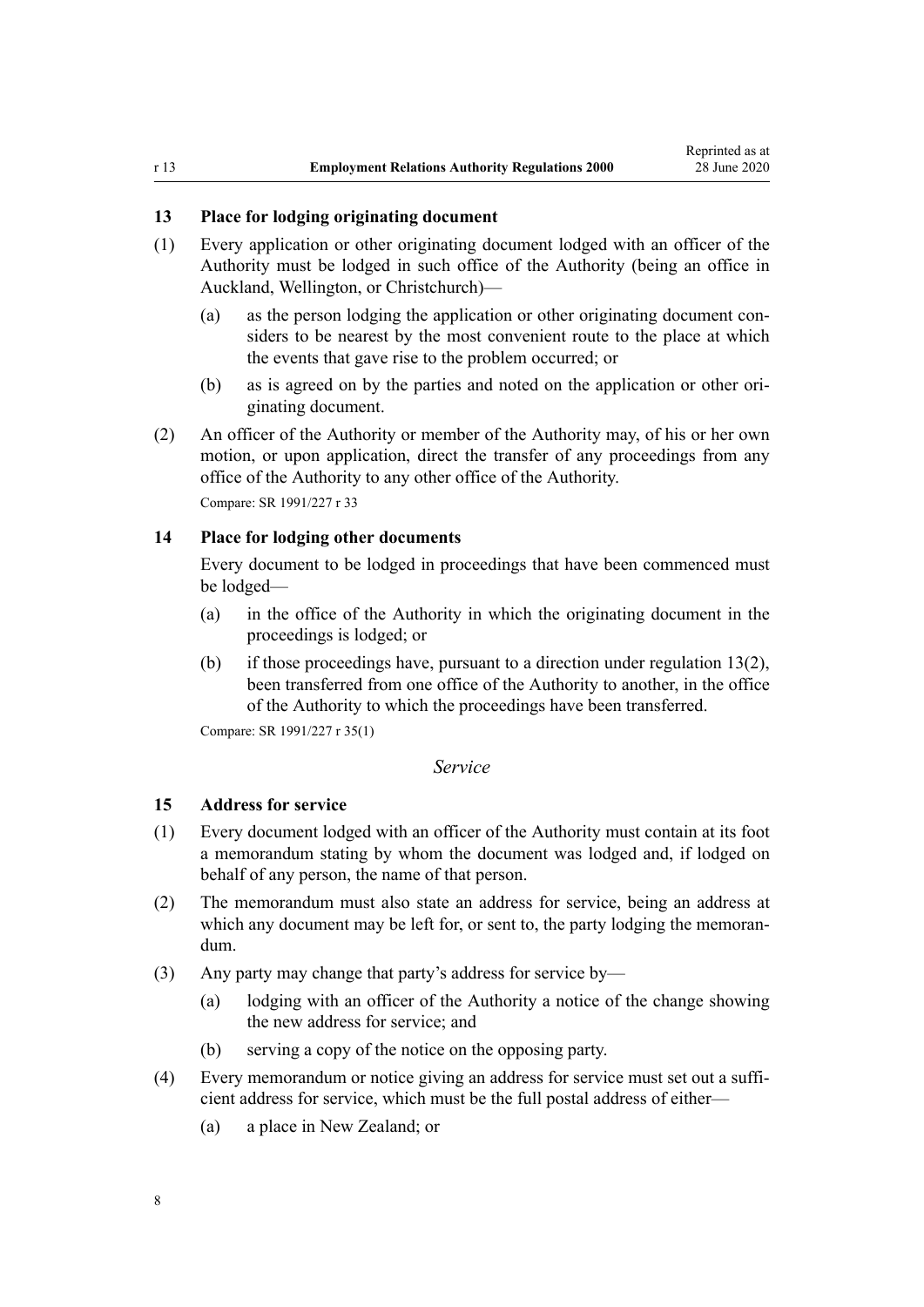### 13 Place for lodging originating document

(1) Every application or other originating document lodged with an officer of the Authority must be lodged in such office of the Authority (being an office in Auckland, Wellington, or Christchurch)—

(a) as the person lodging the application or other originating document considers to be nearest by the most convenient route to the place at which the events that gave rise to the problem occurred; or

(b) as is agreed on by the parties and noted on the application or other originating document.

(2) An officer of the Authority or member of the Authority may, of his or her own motion, or upon application, direct the transfer of any proceedings from any office of the Authority to any other office of the Authority.

Compare: SR 1991/227 r 33

### 14 Place for lodging other documents

Every document to be lodged in proceedings that have been commenced must be lodged—

(a) in the office of the Authority in which the originating document in the proceedings is lodged; or

(b) if those proceedings have, pursuant to a direction under regulation 13(2), been transferred from one office of the Authority to another, in the office of the Authority to which the proceedings have been transferred.

Compare: SR 1991/227 r 35(1)

*Service*

### 15 Address for service

(1) Every document lodged with an officer of the Authority must contain at its foot a memorandum stating by whom the document was lodged and, if lodged on behalf of any person, the name of that person.

(2) The memorandum must also state an address for service, being an address at which any document may be left for, or sent to, the party lodging the memorandum.

(3) Any party may change that party's address for service by—

(a) lodging with an officer of the Authority a notice of the change showing the new address for service; and

(b) serving a copy of the notice on the opposing party.

(4) Every memorandum or notice giving an address for service must set out a sufficient address for service, which must be the full postal address of either—

(a) a place in New Zealand; or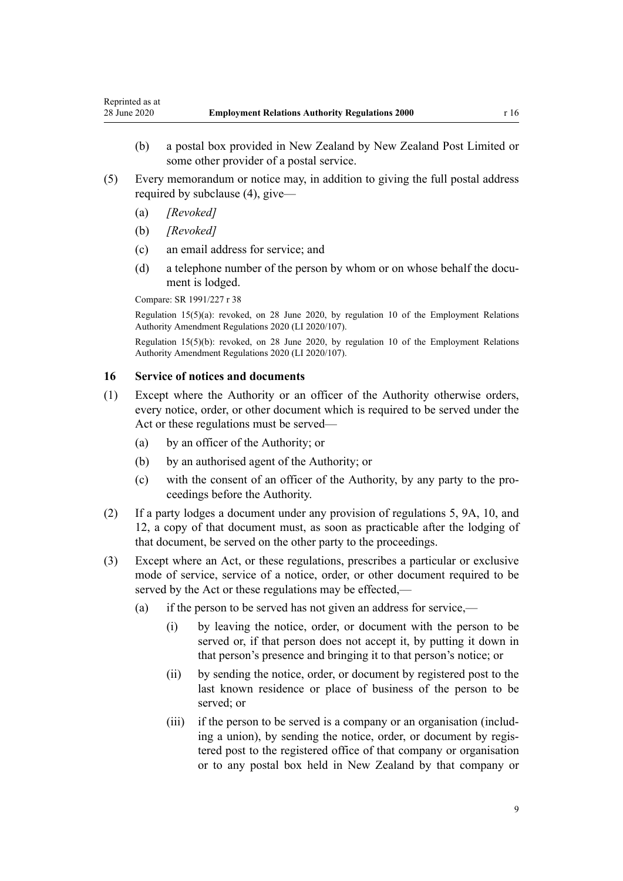(b) a postal box provided in New Zealand by New Zealand Post Limited or some other provider of a postal service.

(5) Every memorandum or notice may, in addition to giving the full postal address required by subclause (4), give—

(a) *[Revoked]*

(b) *[Revoked]*

(c) an email address for service; and

(d) a telephone number of the person by whom or on whose behalf the document is lodged.

Compare: SR 1991/227 r 38

Regulation 15(5)(a): revoked, on 28 June 2020, by regulation 10 of the Employment Relations Authority Amendment Regulations 2020 (LI 2020/107).

Regulation 15(5)(b): revoked, on 28 June 2020, by regulation 10 of the Employment Relations Authority Amendment Regulations 2020 (LI 2020/107).

## 16 Service of notices and documents

(1) Except where the Authority or an officer of the Authority otherwise orders, every notice, order, or other document which is required to be served under the Act or these regulations must be served—

(a) by an officer of the Authority; or

(b) by an authorised agent of the Authority; or

(c) with the consent of an officer of the Authority, by any party to the proceedings before the Authority.

(2) If a party lodges a document under any provision of regulations 5, 9A, 10, and 12, a copy of that document must, as soon as practicable after the lodging of that document, be served on the other party to the proceedings.

(3) Except where an Act, or these regulations, prescribes a particular or exclusive mode of service, service of a notice, order, or other document required to be served by the Act or these regulations may be effected,—

(a) if the person to be served has not given an address for service,—

(i) by leaving the notice, order, or document with the person to be served or, if that person does not accept it, by putting it down in that person's presence and bringing it to that person's notice; or

(ii) by sending the notice, order, or document by registered post to the last known residence or place of business of the person to be served; or

(iii) if the person to be served is a company or an organisation (including a union), by sending the notice, order, or document by registered post to the registered office of that company or organisation or to any postal box held in New Zealand by that company or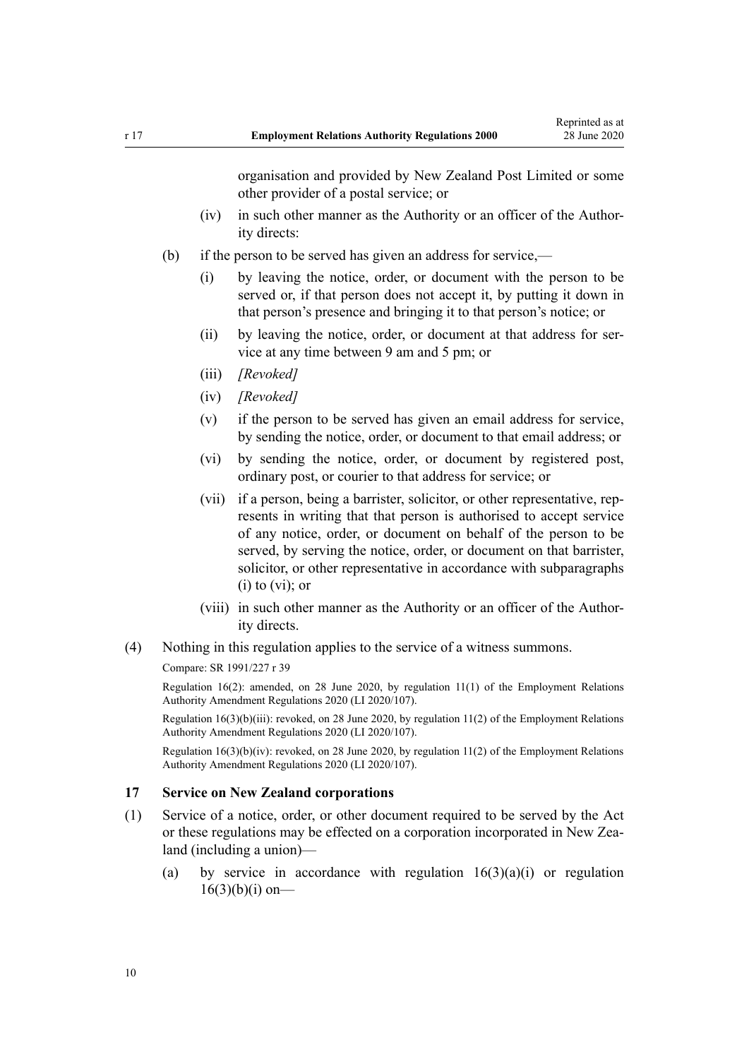organisation and provided by New Zealand Post Limited or some other provider of a postal service; or

(iv) in such other manner as the Authority or an officer of the Authority directs:

(b) if the person to be served has given an address for service,—

(i) by leaving the notice, order, or document with the person to be served or, if that person does not accept it, by putting it down in that person's presence and bringing it to that person's notice; or

(ii) by leaving the notice, order, or document at that address for service at any time between 9 am and 5 pm; or

(iii) *[Revoked]*

(iv) *[Revoked]*

(v) if the person to be served has given an email address for service, by sending the notice, order, or document to that email address; or

(vi) by sending the notice, order, or document by registered post, ordinary post, or courier to that address for service; or

(vii) if a person, being a barrister, solicitor, or other representative, represents in writing that that person is authorised to accept service of any notice, order, or document on behalf of the person to be served, by serving the notice, order, or document on that barrister, solicitor, or other representative in accordance with subparagraphs (i) to (vi); or

(viii) in such other manner as the Authority or an officer of the Authority directs.

(4) Nothing in this regulation applies to the service of a witness summons.

Compare: SR 1991/227 r 39

Regulation 16(2): amended, on 28 June 2020, by regulation 11(1) of the Employment Relations Authority Amendment Regulations 2020 (LI 2020/107).

Regulation 16(3)(b)(iii): revoked, on 28 June 2020, by regulation 11(2) of the Employment Relations Authority Amendment Regulations 2020 (LI 2020/107).

Regulation 16(3)(b)(iv): revoked, on 28 June 2020, by regulation 11(2) of the Employment Relations Authority Amendment Regulations 2020 (LI 2020/107).

### 17 Service on New Zealand corporations

(1) Service of a notice, order, or other document required to be served by the Act or these regulations may be effected on a corporation incorporated in New Zealand (including a union)—

(a) by service in accordance with regulation 16(3)(a)(i) or regulation 16(3)(b)(i) on—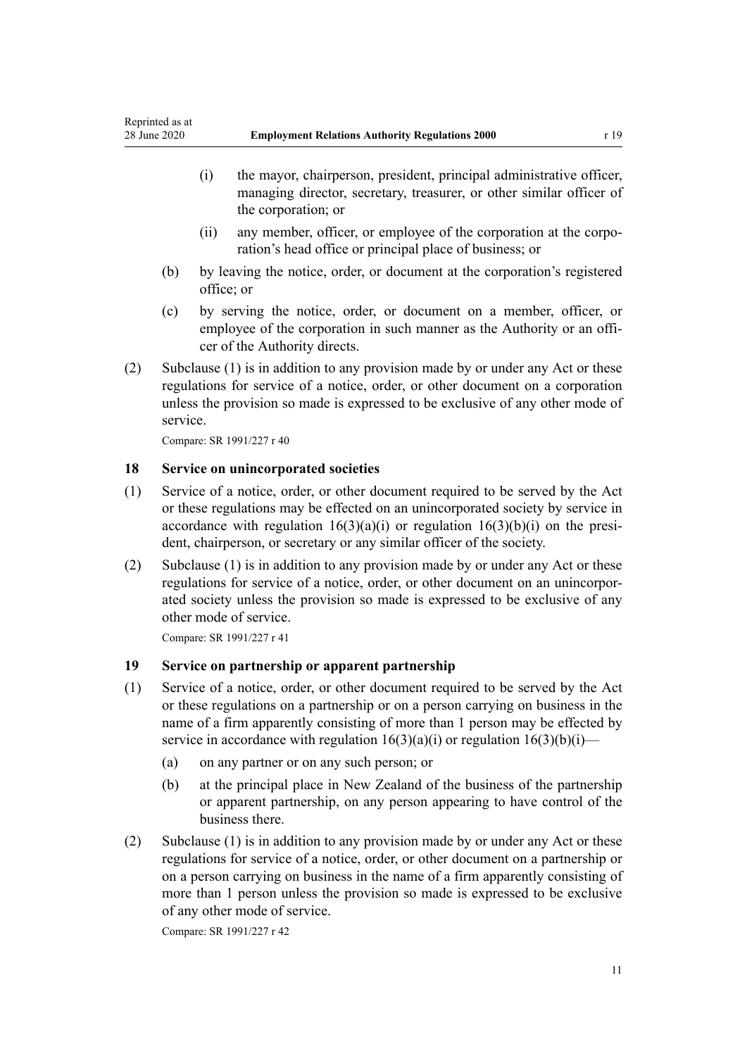(i) the mayor, chairperson, president, principal administrative officer, managing director, secretary, treasurer, or other similar officer of the corporation; or

(ii) any member, officer, or employee of the corporation at the corporation's head office or principal place of business; or

(b) by leaving the notice, order, or document at the corporation's registered office; or

(c) by serving the notice, order, or document on a member, officer, or employee of the corporation in such manner as the Authority or an officer of the Authority directs.

(2) Subclause (1) is in addition to any provision made by or under any Act or these regulations for service of a notice, order, or other document on a corporation unless the provision so made is expressed to be exclusive of any other mode of service.

Compare: SR 1991/227 r 40

### 18 Service on unincorporated societies

(1) Service of a notice, order, or other document required to be served by the Act or these regulations may be effected on an unincorporated society by service in accordance with regulation 16(3)(a)(i) or regulation 16(3)(b)(i) on the president, chairperson, or secretary or any similar officer of the society.

(2) Subclause (1) is in addition to any provision made by or under any Act or these regulations for service of a notice, order, or other document on an unincorporated society unless the provision so made is expressed to be exclusive of any other mode of service.

Compare: SR 1991/227 r 41

### 19 Service on partnership or apparent partnership

(1) Service of a notice, order, or other document required to be served by the Act or these regulations on a partnership or on a person carrying on business in the name of a firm apparently consisting of more than 1 person may be effected by service in accordance with regulation 16(3)(a)(i) or regulation 16(3)(b)(i)—

(a) on any partner or on any such person; or

(b) at the principal place in New Zealand of the business of the partnership or apparent partnership, on any person appearing to have control of the business there.

(2) Subclause (1) is in addition to any provision made by or under any Act or these regulations for service of a notice, order, or other document on a partnership or on a person carrying on business in the name of a firm apparently consisting of more than 1 person unless the provision so made is expressed to be exclusive of any other mode of service.

Compare: SR 1991/227 r 42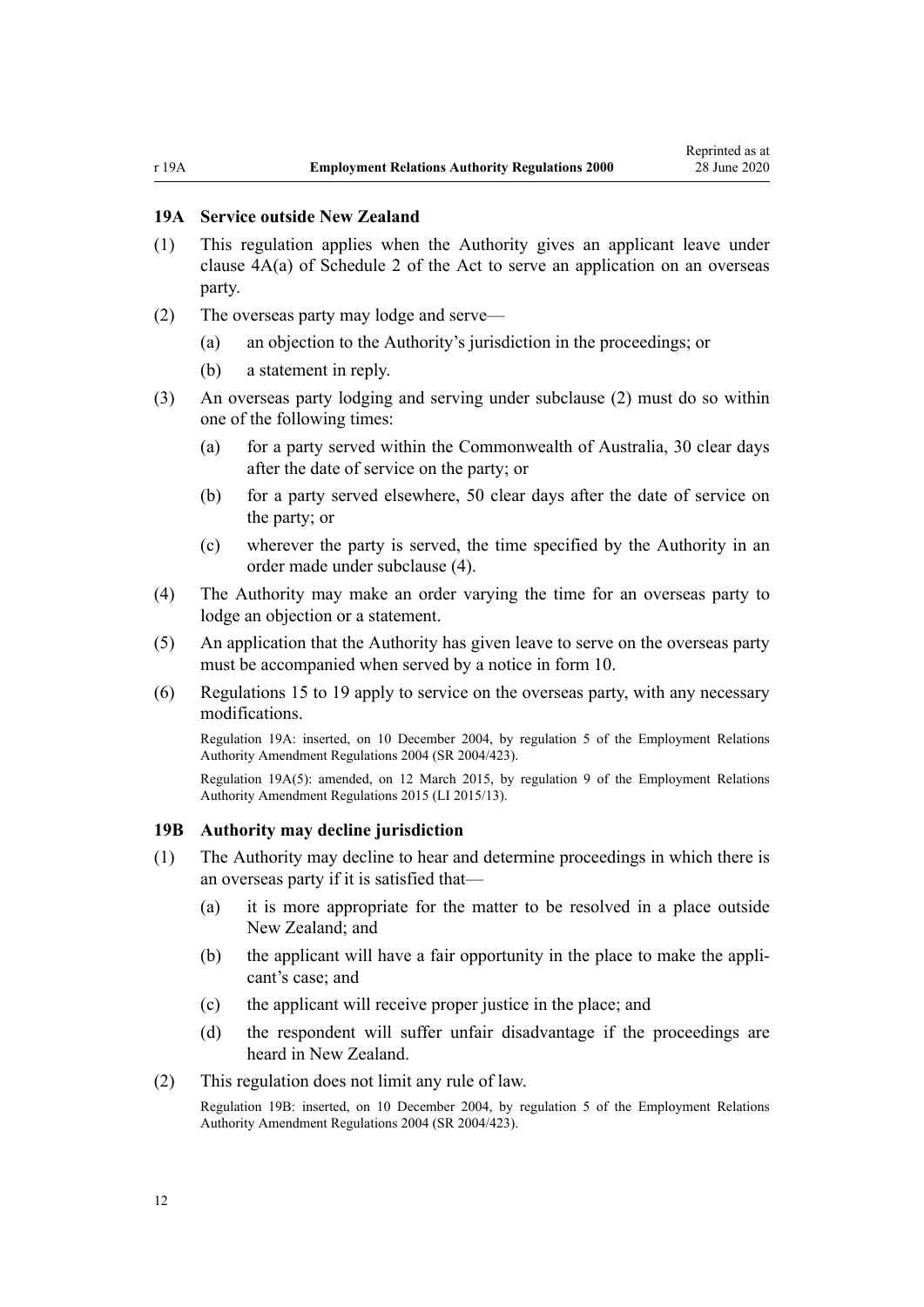### 19A Service outside New Zealand

(1) This regulation applies when the Authority gives an applicant leave under clause 4A(a) of Schedule 2 of the Act to serve an application on an overseas party.

(2) The overseas party may lodge and serve—

(a) an objection to the Authority's jurisdiction in the proceedings; or

(b) a statement in reply.

(3) An overseas party lodging and serving under subclause (2) must do so within one of the following times:

(a) for a party served within the Commonwealth of Australia, 30 clear days after the date of service on the party; or

(b) for a party served elsewhere, 50 clear days after the date of service on the party; or

(c) wherever the party is served, the time specified by the Authority in an order made under subclause (4).

(4) The Authority may make an order varying the time for an overseas party to lodge an objection or a statement.

(5) An application that the Authority has given leave to serve on the overseas party must be accompanied when served by a notice in form 10.

(6) Regulations 15 to 19 apply to service on the overseas party, with any necessary modifications.

Regulation 19A: inserted, on 10 December 2004, by regulation 5 of the Employment Relations Authority Amendment Regulations 2004 (SR 2004/423).

Regulation 19A(5): amended, on 12 March 2015, by regulation 9 of the Employment Relations Authority Amendment Regulations 2015 (LI 2015/13).

### 19B Authority may decline jurisdiction

(1) The Authority may decline to hear and determine proceedings in which there is an overseas party if it is satisfied that—

(a) it is more appropriate for the matter to be resolved in a place outside New Zealand; and

(b) the applicant will have a fair opportunity in the place to make the applicant's case; and

(c) the applicant will receive proper justice in the place; and

(d) the respondent will suffer unfair disadvantage if the proceedings are heard in New Zealand.

(2) This regulation does not limit any rule of law.

Regulation 19B: inserted, on 10 December 2004, by regulation 5 of the Employment Relations Authority Amendment Regulations 2004 (SR 2004/423).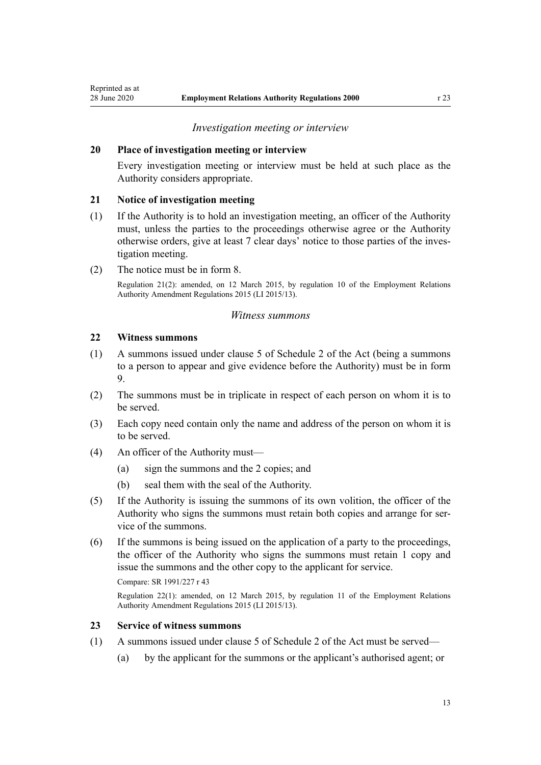*Investigation meeting or interview*

**20 Place of investigation meeting or interview**

Every investigation meeting or interview must be held at such place as the Authority considers appropriate.

**21 Notice of investigation meeting**

(1) If the Authority is to hold an investigation meeting, an officer of the Authority must, unless the parties to the proceedings otherwise agree or the Authority otherwise orders, give at least 7 clear days' notice to those parties of the investigation meeting.

(2) The notice must be in form 8.

Regulation 21(2): amended, on 12 March 2015, by regulation 10 of the Employment Relations Authority Amendment Regulations 2015 (LI 2015/13).

*Witness summons*

**22 Witness summons**

(1) A summons issued under clause 5 of Schedule 2 of the Act (being a summons to a person to appear and give evidence before the Authority) must be in form 9.

(2) The summons must be in triplicate in respect of each person on whom it is to be served.

(3) Each copy need contain only the name and address of the person on whom it is to be served.

(4) An officer of the Authority must—

   (a) sign the summons and the 2 copies; and

   (b) seal them with the seal of the Authority.

(5) If the Authority is issuing the summons of its own volition, the officer of the Authority who signs the summons must retain both copies and arrange for service of the summons.

(6) If the summons is being issued on the application of a party to the proceedings, the officer of the Authority who signs the summons must retain 1 copy and issue the summons and the other copy to the applicant for service.

Compare: SR 1991/227 r 43

Regulation 22(1): amended, on 12 March 2015, by regulation 11 of the Employment Relations Authority Amendment Regulations 2015 (LI 2015/13).

**23 Service of witness summons**

(1) A summons issued under clause 5 of Schedule 2 of the Act must be served—

   (a) by the applicant for the summons or the applicant's authorised agent; or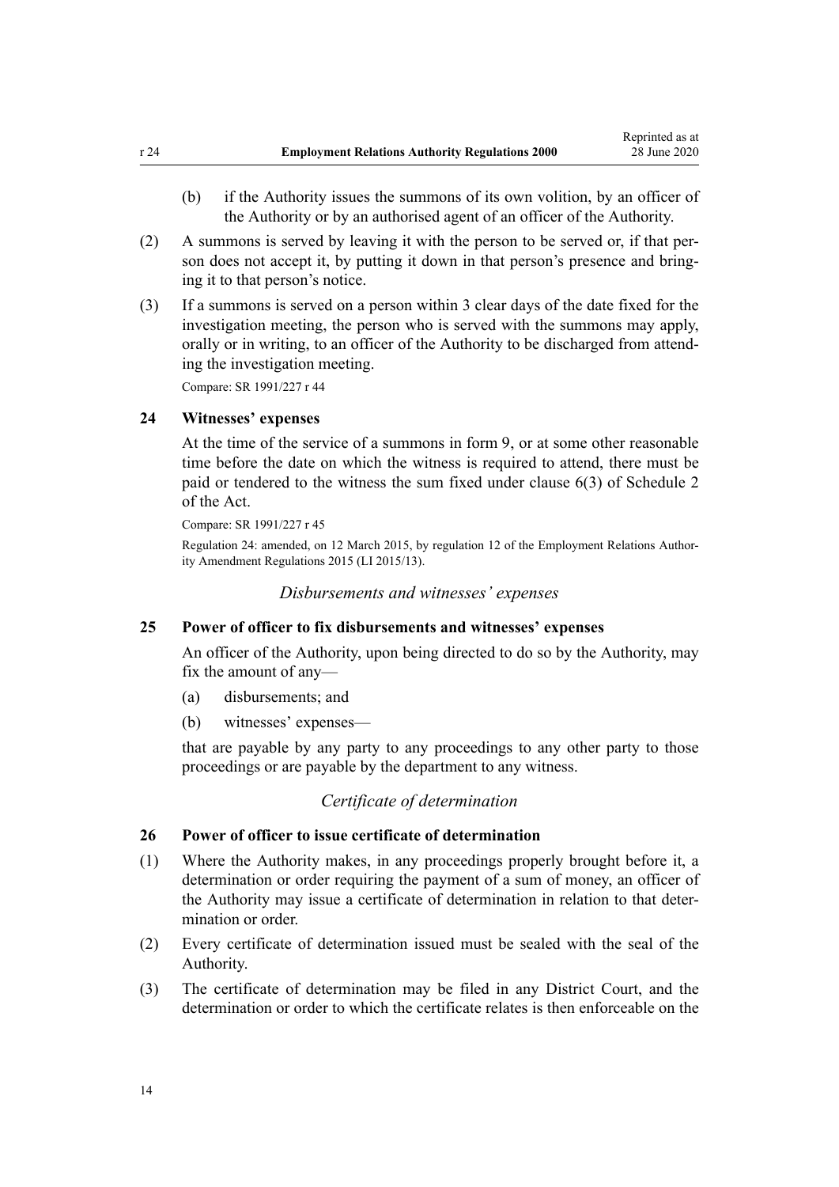(b) if the Authority issues the summons of its own volition, by an officer of the Authority or by an authorised agent of an officer of the Authority.

(2) A summons is served by leaving it with the person to be served or, if that person does not accept it, by putting it down in that person's presence and bringing it to that person's notice.

(3) If a summons is served on a person within 3 clear days of the date fixed for the investigation meeting, the person who is served with the summons may apply, orally or in writing, to an officer of the Authority to be discharged from attending the investigation meeting.

Compare: SR 1991/227 r 44

### 24 Witnesses' expenses

At the time of the service of a summons in form 9, or at some other reasonable time before the date on which the witness is required to attend, there must be paid or tendered to the witness the sum fixed under clause 6(3) of Schedule 2 of the Act.

Compare: SR 1991/227 r 45

Regulation 24: amended, on 12 March 2015, by regulation 12 of the Employment Relations Authority Amendment Regulations 2015 (LI 2015/13).

*Disbursements and witnesses' expenses*

### 25 Power of officer to fix disbursements and witnesses' expenses

An officer of the Authority, upon being directed to do so by the Authority, may fix the amount of any—

(a) disbursements; and

(b) witnesses' expenses—

that are payable by any party to any proceedings to any other party to those proceedings or are payable by the department to any witness.

*Certificate of determination*

### 26 Power of officer to issue certificate of determination

(1) Where the Authority makes, in any proceedings properly brought before it, a determination or order requiring the payment of a sum of money, an officer of the Authority may issue a certificate of determination in relation to that determination or order.

(2) Every certificate of determination issued must be sealed with the seal of the Authority.

(3) The certificate of determination may be filed in any District Court, and the determination or order to which the certificate relates is then enforceable on the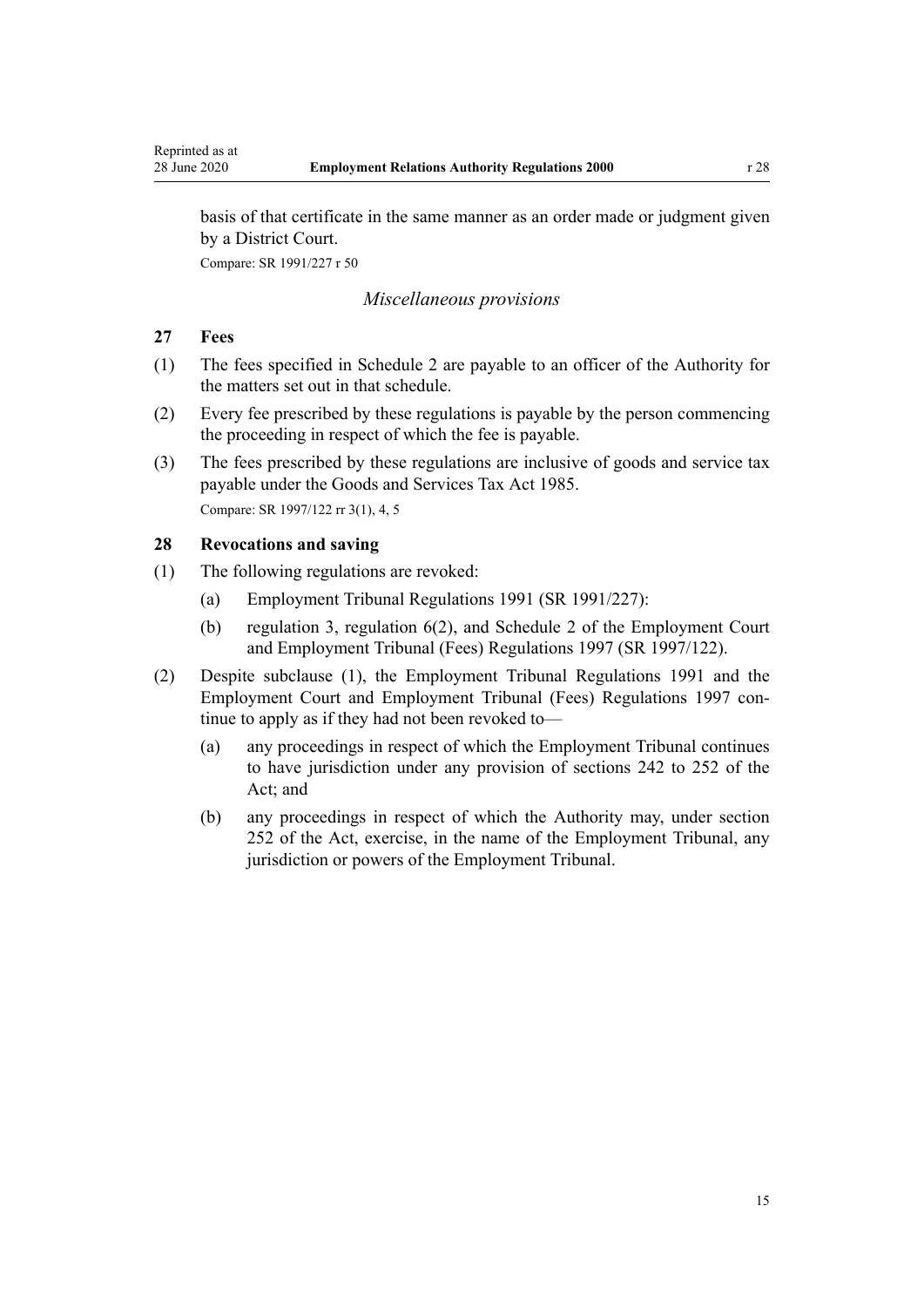basis of that certificate in the same manner as an order made or judgment given by a District Court.

Compare: SR 1991/227 r 50

*Miscellaneous provisions*

**27 Fees**

(1) The fees specified in Schedule 2 are payable to an officer of the Authority for the matters set out in that schedule.

(2) Every fee prescribed by these regulations is payable by the person commencing the proceeding in respect of which the fee is payable.

(3) The fees prescribed by these regulations are inclusive of goods and service tax payable under the Goods and Services Tax Act 1985.

Compare: SR 1997/122 rr 3(1), 4, 5

**28 Revocations and saving**

(1) The following regulations are revoked:

 (a) Employment Tribunal Regulations 1991 (SR 1991/227):

 (b) regulation 3, regulation 6(2), and Schedule 2 of the Employment Court and Employment Tribunal (Fees) Regulations 1997 (SR 1997/122).

(2) Despite subclause (1), the Employment Tribunal Regulations 1991 and the Employment Court and Employment Tribunal (Fees) Regulations 1997 continue to apply as if they had not been revoked to—

 (a) any proceedings in respect of which the Employment Tribunal continues to have jurisdiction under any provision of sections 242 to 252 of the Act; and

 (b) any proceedings in respect of which the Authority may, under section 252 of the Act, exercise, in the name of the Employment Tribunal, any jurisdiction or powers of the Employment Tribunal.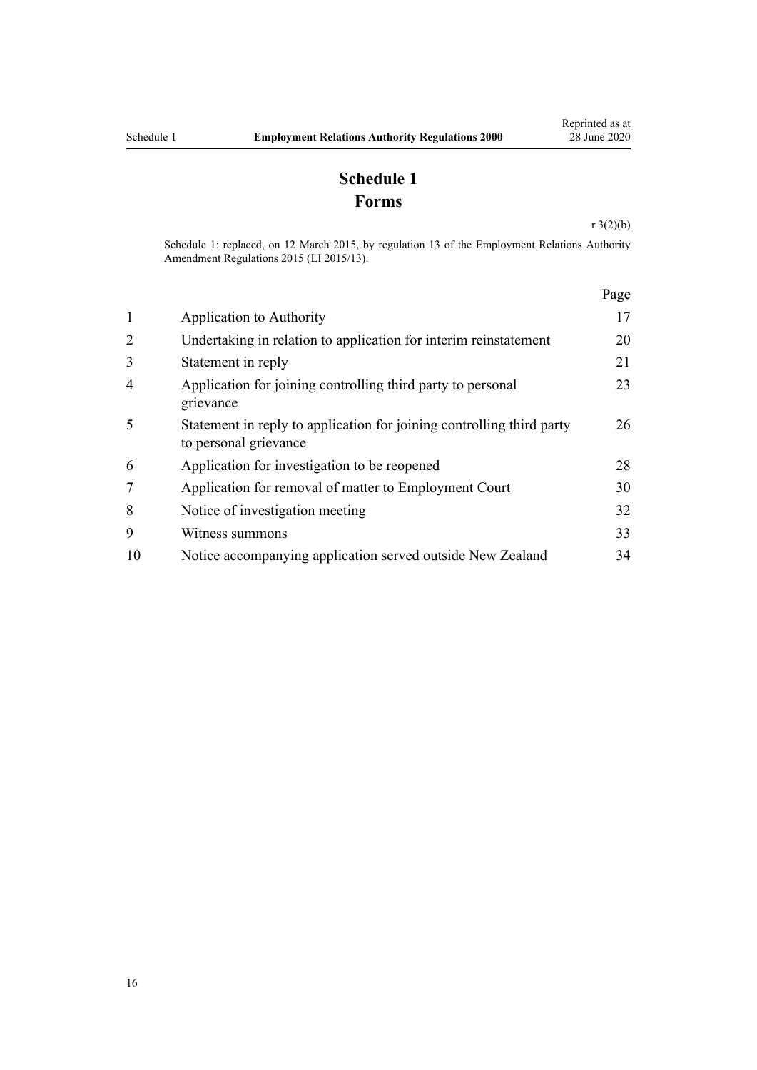# Schedule 1
## Forms

r 3(2)(b)

Schedule 1: replaced, on 12 March 2015, by regulation 13 of the Employment Relations Authority Amendment Regulations 2015 (LI 2015/13).

| | | Page |
|---|---|---|
| 1 | Application to Authority | 17 |
| 2 | Undertaking in relation to application for interim reinstatement | 20 |
| 3 | Statement in reply | 21 |
| 4 | Application for joining controlling third party to personal grievance | 23 |
| 5 | Statement in reply to application for joining controlling third party to personal grievance | 26 |
| 6 | Application for investigation to be reopened | 28 |
| 7 | Application for removal of matter to Employment Court | 30 |
| 8 | Notice of investigation meeting | 32 |
| 9 | Witness summons | 33 |
| 10 | Notice accompanying application served outside New Zealand | 34 |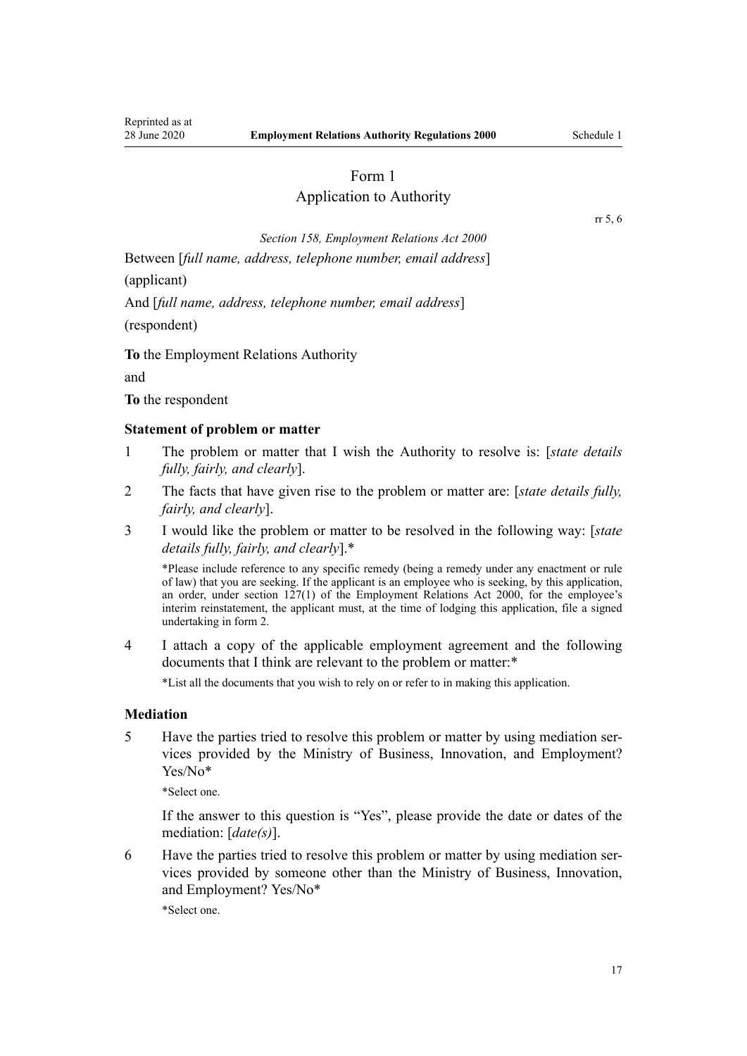# Form 1
## Application to Authority

rr 5, 6

*Section 158, Employment Relations Act 2000*

Between [*full name, address, telephone number, email address*]

(applicant)

And [*full name, address, telephone number, email address*]

(respondent)

**To** the Employment Relations Authority

and

**To** the respondent

### Statement of problem or matter

1 The problem or matter that I wish the Authority to resolve is: [*state details fully, fairly, and clearly*].

2 The facts that have given rise to the problem or matter are: [*state details fully, fairly, and clearly*].

3 I would like the problem or matter to be resolved in the following way: [*state details fully, fairly, and clearly*].*

*Please include reference to any specific remedy (being a remedy under any enactment or rule of law) that you are seeking. If the applicant is an employee who is seeking, by this application, an order, under section 127(1) of the Employment Relations Act 2000, for the employee's interim reinstatement, the applicant must, at the time of lodging this application, file a signed undertaking in form 2.

4 I attach a copy of the applicable employment agreement and the following documents that I think are relevant to the problem or matter:*

*List all the documents that you wish to rely on or refer to in making this application.

### Mediation

5 Have the parties tried to resolve this problem or matter by using mediation services provided by the Ministry of Business, Innovation, and Employment? Yes/No*

*Select one.

If the answer to this question is "Yes", please provide the date or dates of the mediation: [*date(s)*].

6 Have the parties tried to resolve this problem or matter by using mediation services provided by someone other than the Ministry of Business, Innovation, and Employment? Yes/No*

*Select one.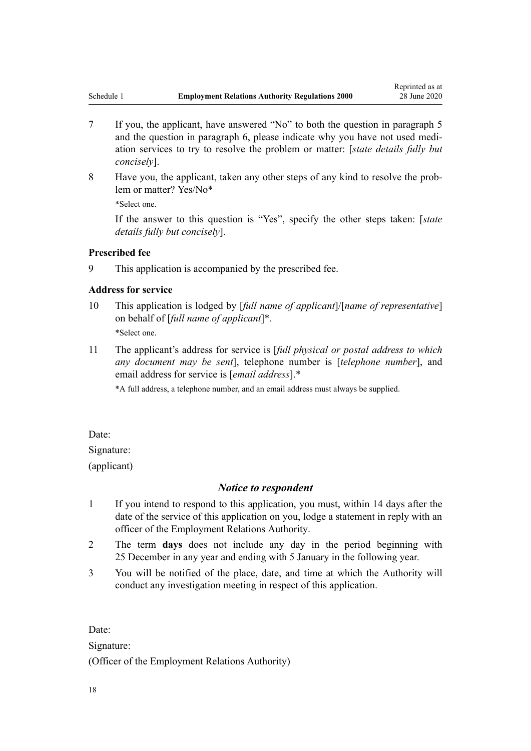7 If you, the applicant, have answered "No" to both the question in paragraph 5 and the question in paragraph 6, please indicate why you have not used mediation services to try to resolve the problem or matter: [*state details fully but concisely*].

8 Have you, the applicant, taken any other steps of any kind to resolve the problem or matter? Yes/No*

 *Select one.

 If the answer to this question is "Yes", specify the other steps taken: [*state details fully but concisely*].

**Prescribed fee**

9 This application is accompanied by the prescribed fee.

**Address for service**

10 This application is lodged by [*full name of applicant*]/[*name of representative*] on behalf of [*full name of applicant*]*.

 *Select one.

11 The applicant's address for service is [*full physical or postal address to which any document may be sent*], telephone number is [*telephone number*], and email address for service is [*email address*].*

 *A full address, a telephone number, and an email address must always be supplied.

Date:

Signature:

(applicant)

### *Notice to respondent*

1 If you intend to respond to this application, you must, within 14 days after the date of the service of this application on you, lodge a statement in reply with an officer of the Employment Relations Authority.

2 The term **days** does not include any day in the period beginning with 25 December in any year and ending with 5 January in the following year.

3 You will be notified of the place, date, and time at which the Authority will conduct any investigation meeting in respect of this application.

Date:

Signature:

(Officer of the Employment Relations Authority)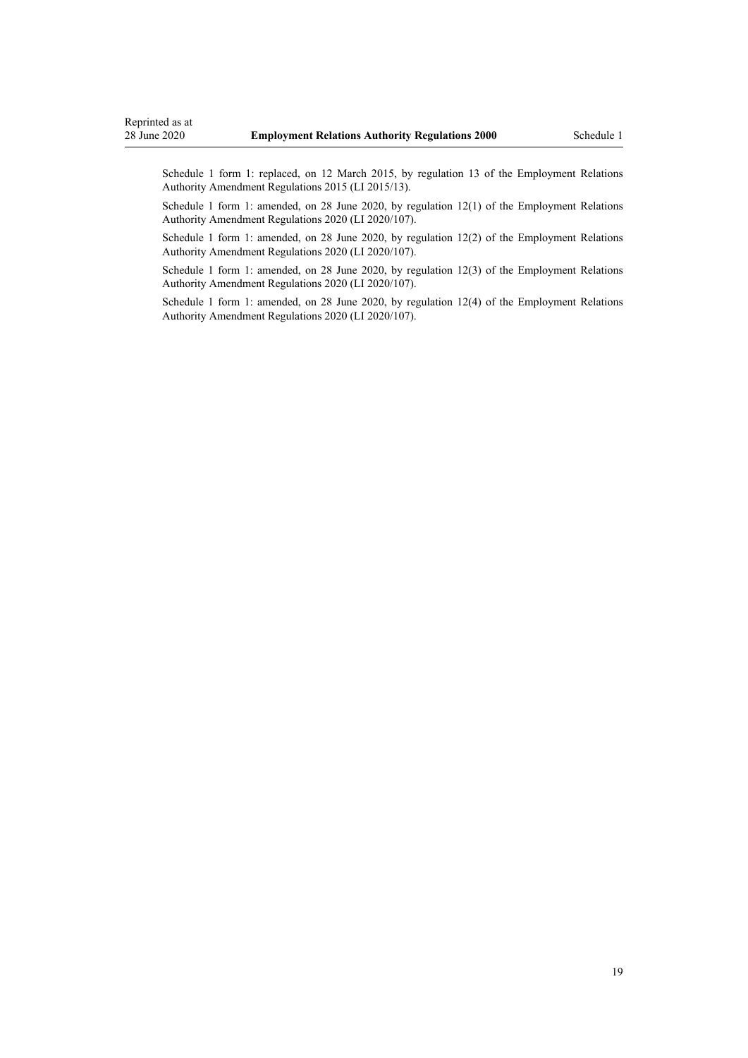Schedule 1 form 1: replaced, on 12 March 2015, by regulation 13 of the Employment Relations Authority Amendment Regulations 2015 (LI 2015/13).

Schedule 1 form 1: amended, on 28 June 2020, by regulation 12(1) of the Employment Relations Authority Amendment Regulations 2020 (LI 2020/107).

Schedule 1 form 1: amended, on 28 June 2020, by regulation 12(2) of the Employment Relations Authority Amendment Regulations 2020 (LI 2020/107).

Schedule 1 form 1: amended, on 28 June 2020, by regulation 12(3) of the Employment Relations Authority Amendment Regulations 2020 (LI 2020/107).

Schedule 1 form 1: amended, on 28 June 2020, by regulation 12(4) of the Employment Relations Authority Amendment Regulations 2020 (LI 2020/107).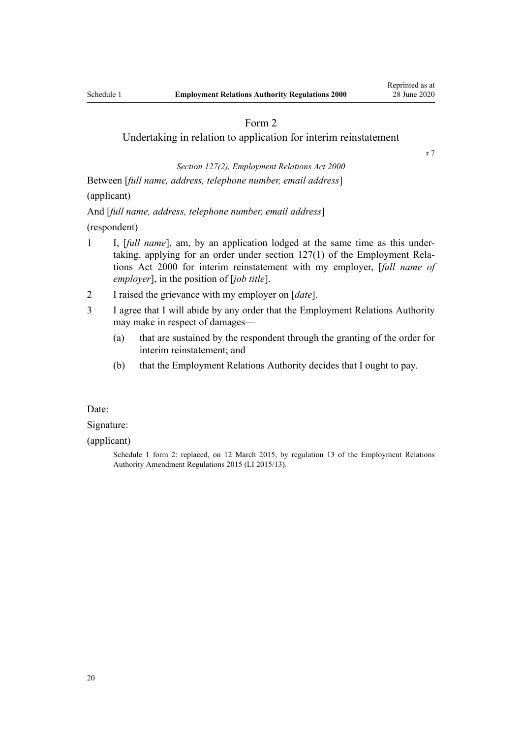## Form 2

### Undertaking in relation to application for interim reinstatement

r 7

*Section 127(2), Employment Relations Act 2000*

Between [*full name, address, telephone number, email address*]

(applicant)

And [*full name, address, telephone number, email address*]

(respondent)

1 I, [*full name*], am, by an application lodged at the same time as this undertaking, applying for an order under section 127(1) of the Employment Relations Act 2000 for interim reinstatement with my employer, [*full name of employer*], in the position of [*job title*].

2 I raised the grievance with my employer on [*date*].

3 I agree that I will abide by any order that the Employment Relations Authority may make in respect of damages—

(a) that are sustained by the respondent through the granting of the order for interim reinstatement; and

(b) that the Employment Relations Authority decides that I ought to pay.

Date:

Signature:

(applicant)

Schedule 1 form 2: replaced, on 12 March 2015, by regulation 13 of the Employment Relations Authority Amendment Regulations 2015 (LI 2015/13).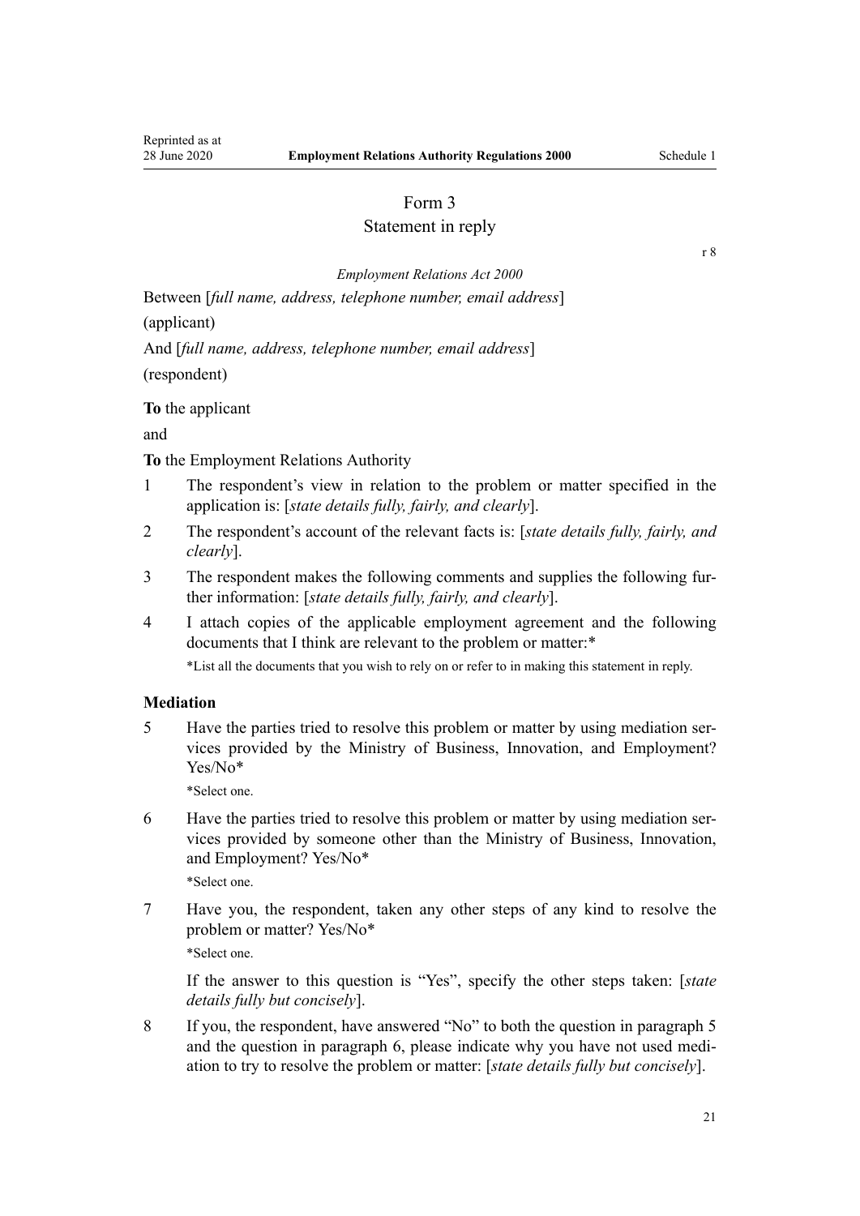# Form 3
## Statement in reply

r 8

*Employment Relations Act 2000*

Between [*full name, address, telephone number, email address*]

(applicant)

And [*full name, address, telephone number, email address*]

(respondent)

**To** the applicant

and

**To** the Employment Relations Authority

1 The respondent's view in relation to the problem or matter specified in the application is: [*state details fully, fairly, and clearly*].

2 The respondent's account of the relevant facts is: [*state details fully, fairly, and clearly*].

3 The respondent makes the following comments and supplies the following further information: [*state details fully, fairly, and clearly*].

4 I attach copies of the applicable employment agreement and the following documents that I think are relevant to the problem or matter:*

*List all the documents that you wish to rely on or refer to in making this statement in reply.

### Mediation

5 Have the parties tried to resolve this problem or matter by using mediation services provided by the Ministry of Business, Innovation, and Employment? Yes/No*

*Select one.

6 Have the parties tried to resolve this problem or matter by using mediation services provided by someone other than the Ministry of Business, Innovation, and Employment? Yes/No*

*Select one.

7 Have you, the respondent, taken any other steps of any kind to resolve the problem or matter? Yes/No*

*Select one.

If the answer to this question is "Yes", specify the other steps taken: [*state details fully but concisely*].

8 If you, the respondent, have answered "No" to both the question in paragraph 5 and the question in paragraph 6, please indicate why you have not used mediation to try to resolve the problem or matter: [*state details fully but concisely*].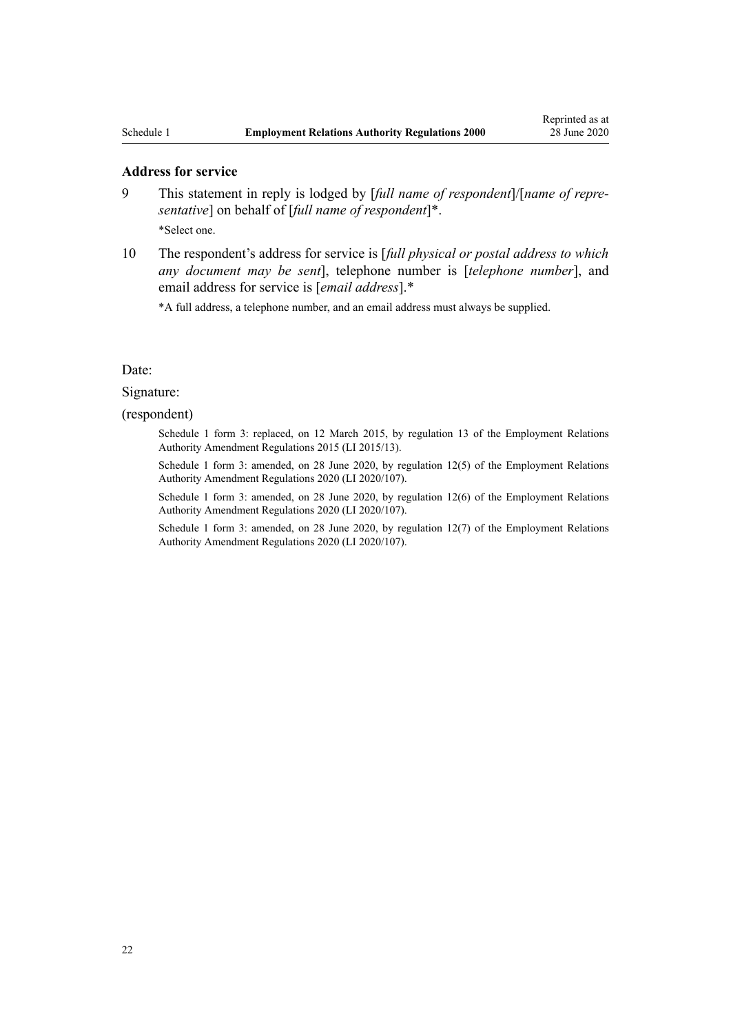### Address for service

9 This statement in reply is lodged by [*full name of respondent*]/[*name of representative*] on behalf of [*full name of respondent*]*.

*Select one.

10 The respondent's address for service is [*full physical or postal address to which any document may be sent*], telephone number is [*telephone number*], and email address for service is [*email address*].*

*A full address, a telephone number, and an email address must always be supplied.

Date:

Signature:

(respondent)

Schedule 1 form 3: replaced, on 12 March 2015, by regulation 13 of the Employment Relations Authority Amendment Regulations 2015 (LI 2015/13).

Schedule 1 form 3: amended, on 28 June 2020, by regulation 12(5) of the Employment Relations Authority Amendment Regulations 2020 (LI 2020/107).

Schedule 1 form 3: amended, on 28 June 2020, by regulation 12(6) of the Employment Relations Authority Amendment Regulations 2020 (LI 2020/107).

Schedule 1 form 3: amended, on 28 June 2020, by regulation 12(7) of the Employment Relations Authority Amendment Regulations 2020 (LI 2020/107).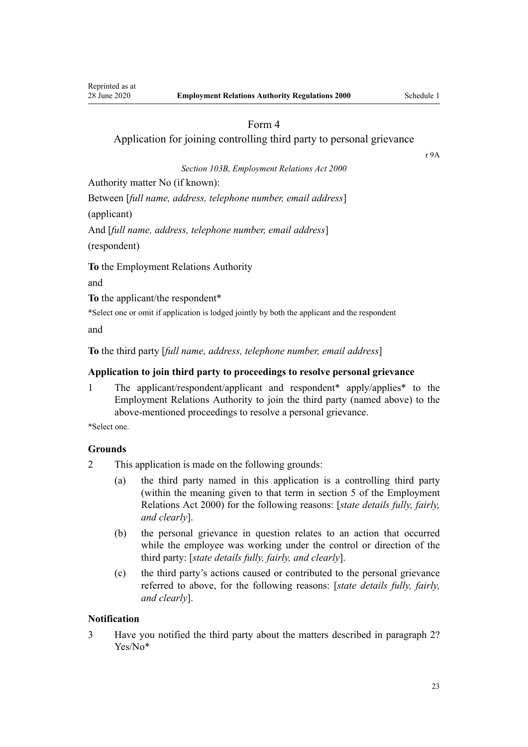Form 4

Application for joining controlling third party to personal grievance

r 9A

*Section 103B, Employment Relations Act 2000*

Authority matter No (if known):

Between [*full name, address, telephone number, email address*]

(applicant)

And [*full name, address, telephone number, email address*]

(respondent)

**To** the Employment Relations Authority

and

**To** the applicant/the respondent*

*Select one or omit if application is lodged jointly by both the applicant and the respondent

and

**To** the third party [*full name, address, telephone number, email address*]

**Application to join third party to proceedings to resolve personal grievance**

1 The applicant/respondent/applicant and respondent* apply/applies* to the Employment Relations Authority to join the third party (named above) to the above-mentioned proceedings to resolve a personal grievance.

*Select one.

**Grounds**

2 This application is made on the following grounds:

(a) the third party named in this application is a controlling third party (within the meaning given to that term in section 5 of the Employment Relations Act 2000) for the following reasons: [*state details fully, fairly, and clearly*].

(b) the personal grievance in question relates to an action that occurred while the employee was working under the control or direction of the third party: [*state details fully, fairly, and clearly*].

(c) the third party's actions caused or contributed to the personal grievance referred to above, for the following reasons: [*state details fully, fairly, and clearly*].

**Notification**

3 Have you notified the third party about the matters described in paragraph 2? Yes/No*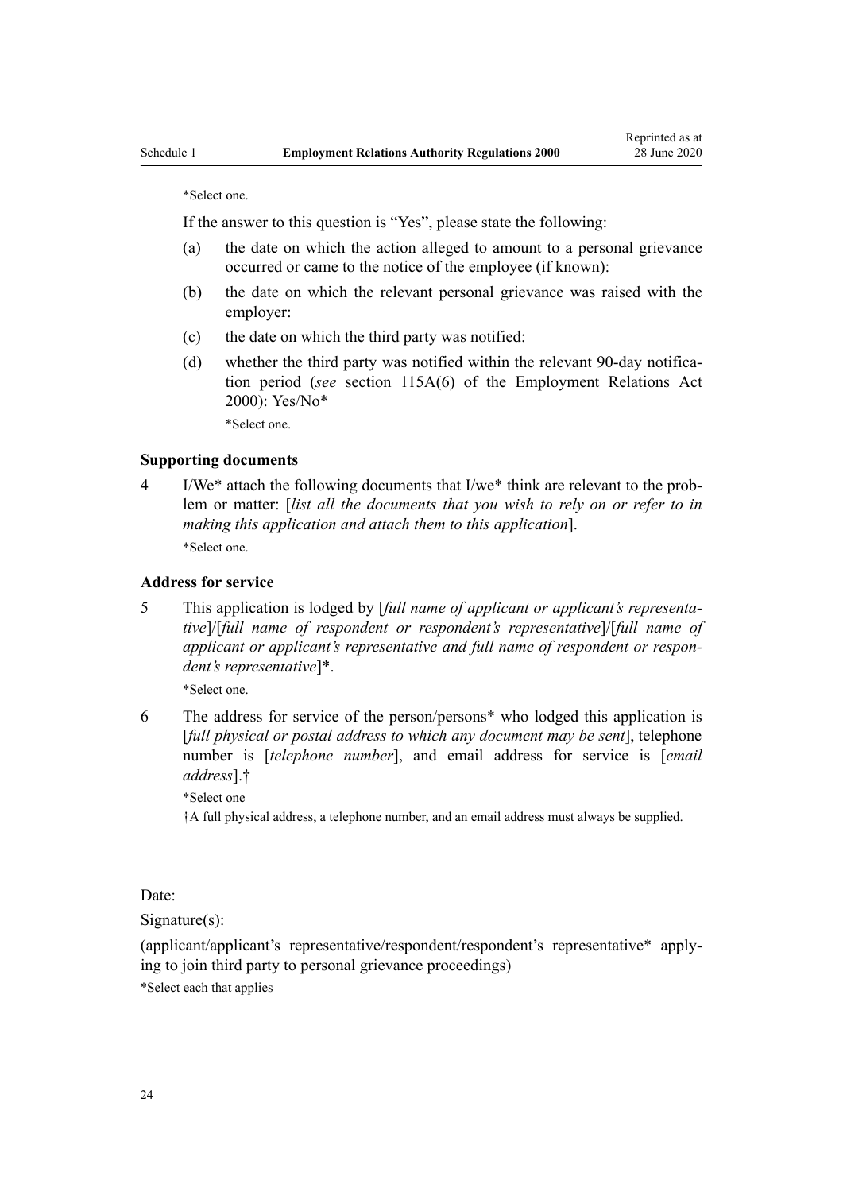*Select one.

If the answer to this question is "Yes", please state the following:

(a) the date on which the action alleged to amount to a personal grievance occurred or came to the notice of the employee (if known):

(b) the date on which the relevant personal grievance was raised with the employer:

(c) the date on which the third party was notified:

(d) whether the third party was notified within the relevant 90-day notification period (*see* section 115A(6) of the Employment Relations Act 2000): Yes/No*

*Select one.

**Supporting documents**

4 I/We* attach the following documents that I/we* think are relevant to the problem or matter: [*list all the documents that you wish to rely on or refer to in making this application and attach them to this application*].

*Select one.

**Address for service**

5 This application is lodged by [*full name of applicant or applicant's representative*]/[*full name of respondent or respondent's representative*]/[*full name of applicant or applicant's representative and full name of respondent or respondent's representative*]*.

*Select one.

6 The address for service of the person/persons* who lodged this application is [*full physical or postal address to which any document may be sent*], telephone number is [*telephone number*], and email address for service is [*email address*].†

*Select one

†A full physical address, a telephone number, and an email address must always be supplied.

Date:

Signature(s):

(applicant/applicant's representative/respondent/respondent's representative* applying to join third party to personal grievance proceedings)

*Select each that applies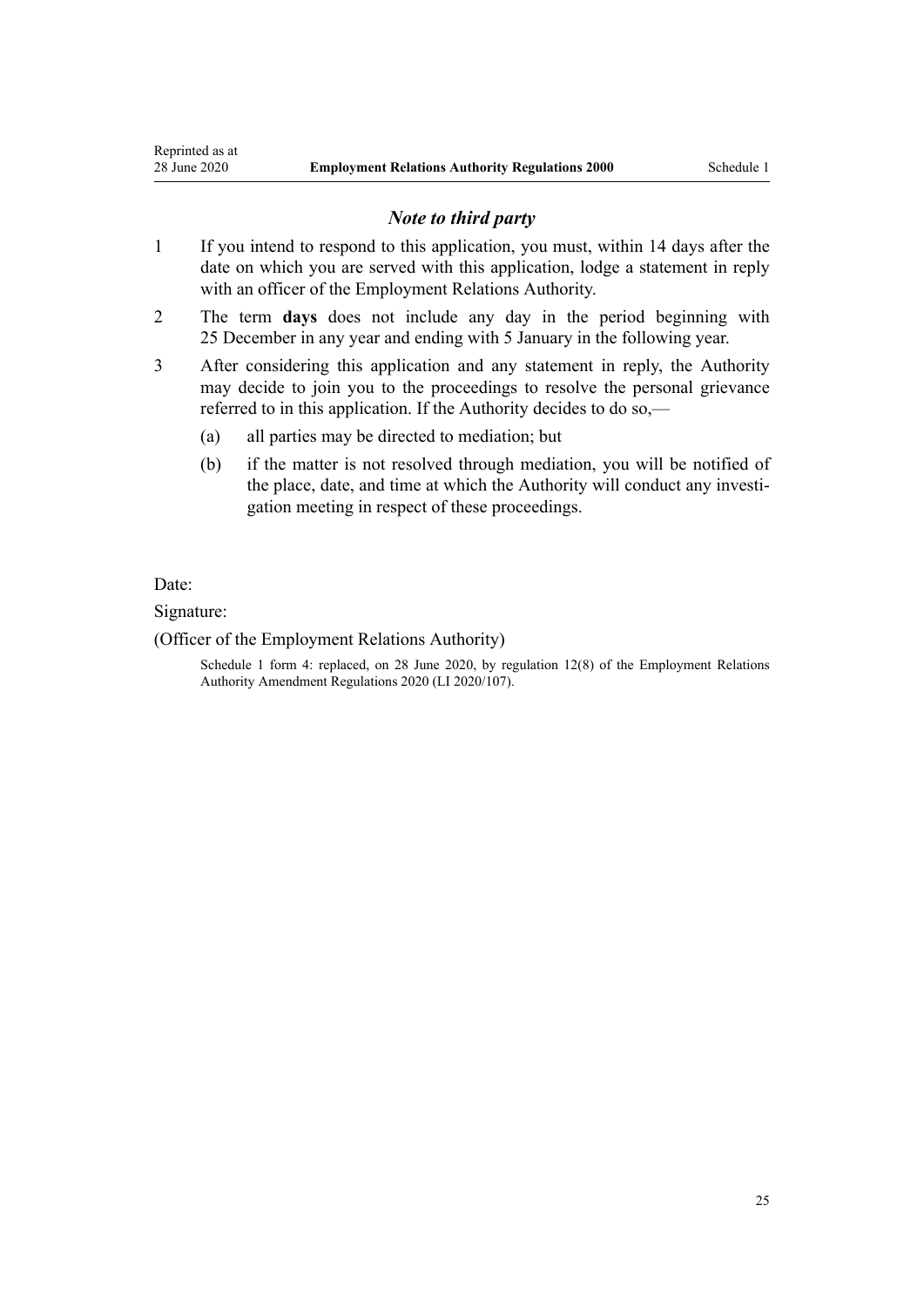### *Note to third party*

1 If you intend to respond to this application, you must, within 14 days after the date on which you are served with this application, lodge a statement in reply with an officer of the Employment Relations Authority.

2 The term **days** does not include any day in the period beginning with 25 December in any year and ending with 5 January in the following year.

3 After considering this application and any statement in reply, the Authority may decide to join you to the proceedings to resolve the personal grievance referred to in this application. If the Authority decides to do so,—

   (a) all parties may be directed to mediation; but

   (b) if the matter is not resolved through mediation, you will be notified of the place, date, and time at which the Authority will conduct any investigation meeting in respect of these proceedings.

Date:

Signature:

(Officer of the Employment Relations Authority)

Schedule 1 form 4: replaced, on 28 June 2020, by regulation 12(8) of the Employment Relations Authority Amendment Regulations 2020 (LI 2020/107).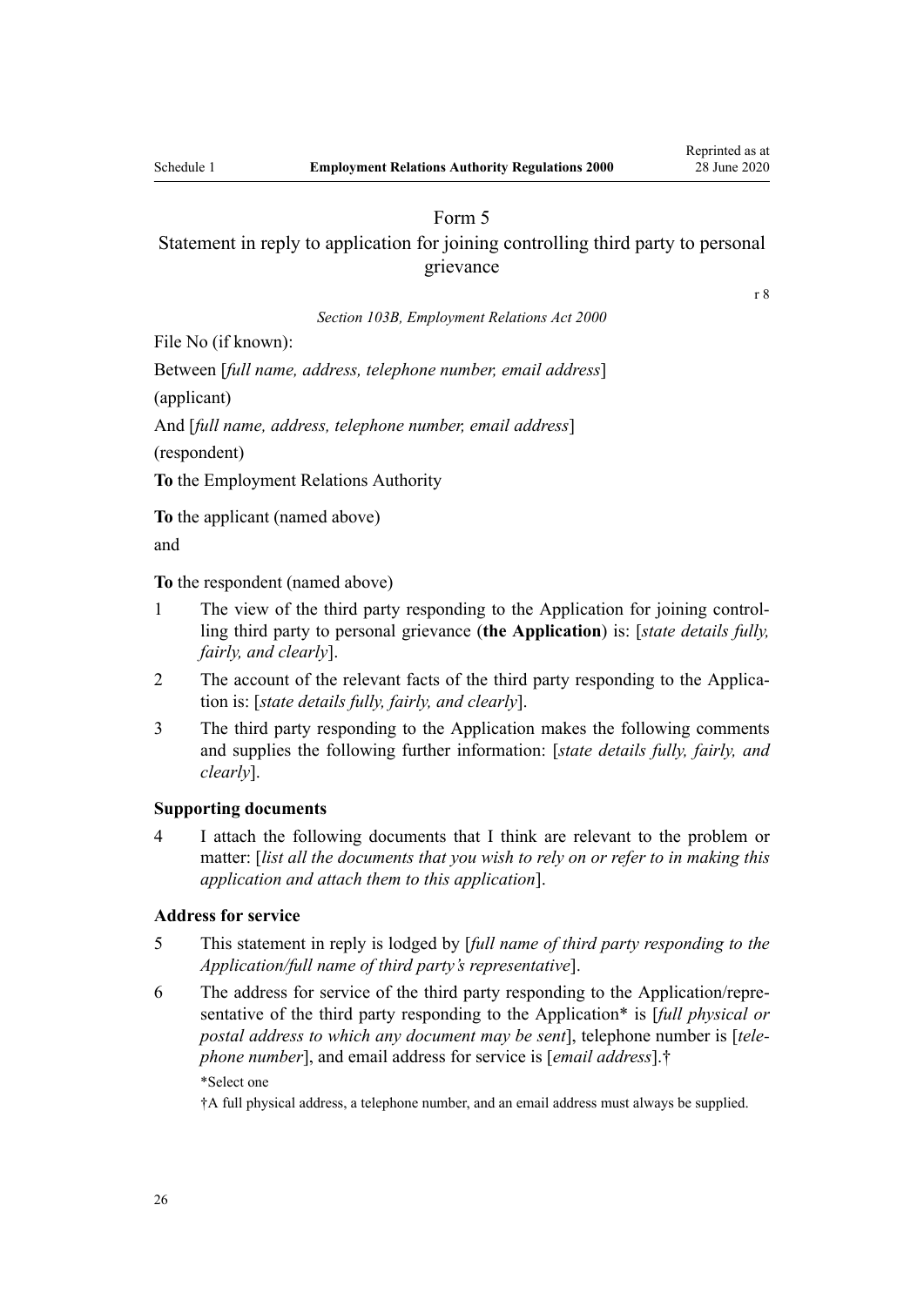## Form 5

## Statement in reply to application for joining controlling third party to personal grievance

r 8

*Section 103B, Employment Relations Act 2000*

File No (if known):

Between [*full name, address, telephone number, email address*]

(applicant)

And [*full name, address, telephone number, email address*]

(respondent)

**To** the Employment Relations Authority

**To** the applicant (named above)

and

**To** the respondent (named above)

1 The view of the third party responding to the Application for joining controlling third party to personal grievance (**the Application**) is: [*state details fully, fairly, and clearly*].

2 The account of the relevant facts of the third party responding to the Application is: [*state details fully, fairly, and clearly*].

3 The third party responding to the Application makes the following comments and supplies the following further information: [*state details fully, fairly, and clearly*].

### Supporting documents

4 I attach the following documents that I think are relevant to the problem or matter: [*list all the documents that you wish to rely on or refer to in making this application and attach them to this application*].

### Address for service

5 This statement in reply is lodged by [*full name of third party responding to the Application/full name of third party's representative*].

6 The address for service of the third party responding to the Application/representative of the third party responding to the Application* is [*full physical or postal address to which any document may be sent*], telephone number is [*telephone number*], and email address for service is [*email address*].†

\*Select one

†A full physical address, a telephone number, and an email address must always be supplied.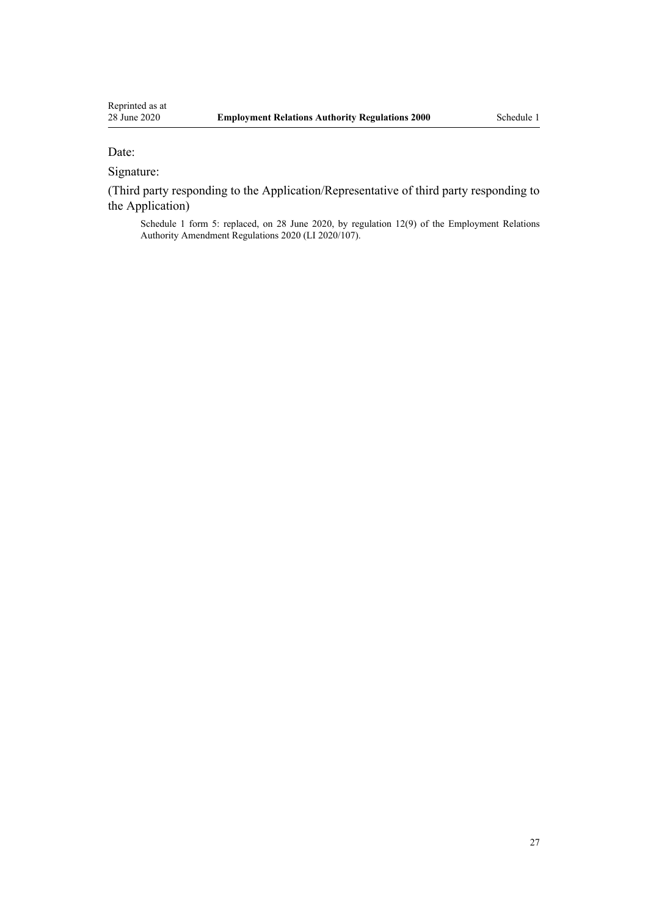Date:

Signature:

(Third party responding to the Application/Representative of third party responding to the Application)

Schedule 1 form 5: replaced, on 28 June 2020, by regulation 12(9) of the Employment Relations Authority Amendment Regulations 2020 (LI 2020/107).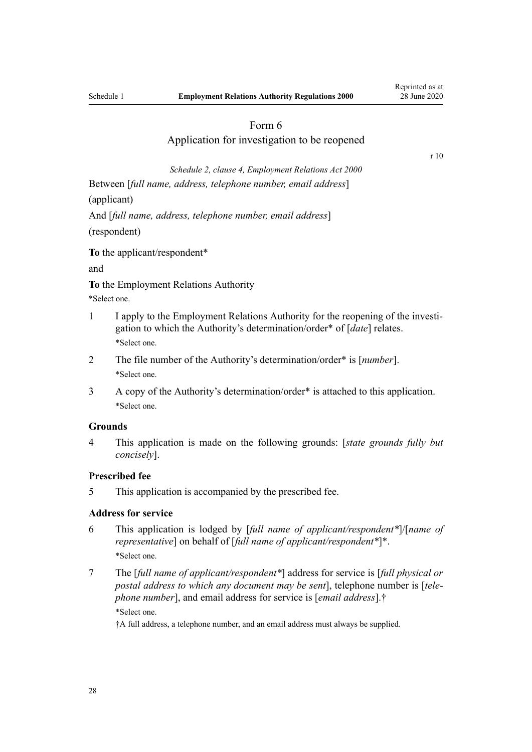# Form 6
## Application for investigation to be reopened

r 10

*Schedule 2, clause 4, Employment Relations Act 2000*

Between [*full name, address, telephone number, email address*]

(applicant)

And [*full name, address, telephone number, email address*]

(respondent)

**To** the applicant/respondent*

and

**To** the Employment Relations Authority

*Select one.

1 I apply to the Employment Relations Authority for the reopening of the investigation to which the Authority's determination/order* of [*date*] relates.

*Select one.

2 The file number of the Authority's determination/order* is [*number*].

*Select one.

3 A copy of the Authority's determination/order* is attached to this application.

*Select one.

**Grounds**

4 This application is made on the following grounds: [*state grounds fully but concisely*].

**Prescribed fee**

5 This application is accompanied by the prescribed fee.

**Address for service**

6 This application is lodged by [*full name of applicant/respondent**]/[*name of representative*] on behalf of [*full name of applicant/respondent**]*.

*Select one.

7 The [*full name of applicant/respondent**] address for service is [*full physical or postal address to which any document may be sent*], telephone number is [*telephone number*], and email address for service is [*email address*].†

*Select one.

†A full address, a telephone number, and an email address must always be supplied.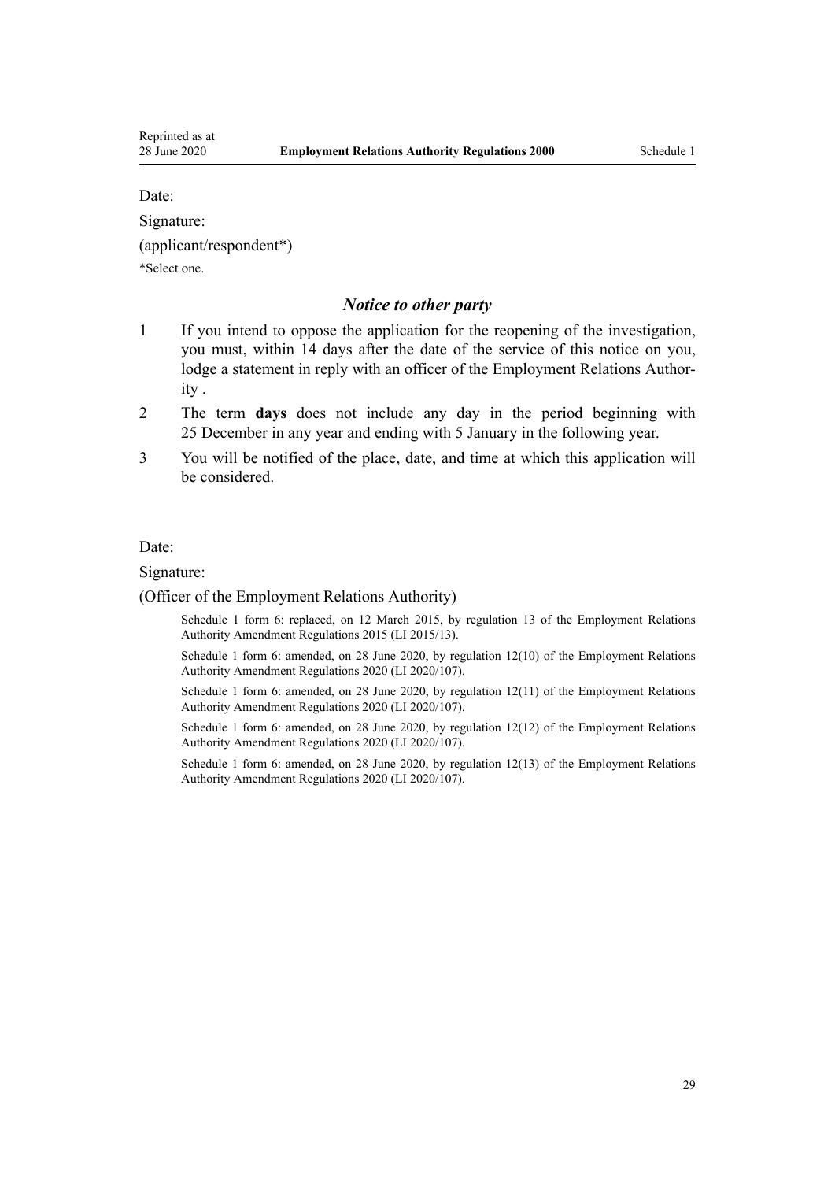Date:

Signature:

(applicant/respondent*)

*Select one.

### *Notice to other party*

1 If you intend to oppose the application for the reopening of the investigation, you must, within 14 days after the date of the service of this notice on you, lodge a statement in reply with an officer of the Employment Relations Authority .

2 The term **days** does not include any day in the period beginning with 25 December in any year and ending with 5 January in the following year.

3 You will be notified of the place, date, and time at which this application will be considered.

Date:

Signature:

(Officer of the Employment Relations Authority)

Schedule 1 form 6: replaced, on 12 March 2015, by regulation 13 of the Employment Relations Authority Amendment Regulations 2015 (LI 2015/13).

Schedule 1 form 6: amended, on 28 June 2020, by regulation 12(10) of the Employment Relations Authority Amendment Regulations 2020 (LI 2020/107).

Schedule 1 form 6: amended, on 28 June 2020, by regulation 12(11) of the Employment Relations Authority Amendment Regulations 2020 (LI 2020/107).

Schedule 1 form 6: amended, on 28 June 2020, by regulation 12(12) of the Employment Relations Authority Amendment Regulations 2020 (LI 2020/107).

Schedule 1 form 6: amended, on 28 June 2020, by regulation 12(13) of the Employment Relations Authority Amendment Regulations 2020 (LI 2020/107).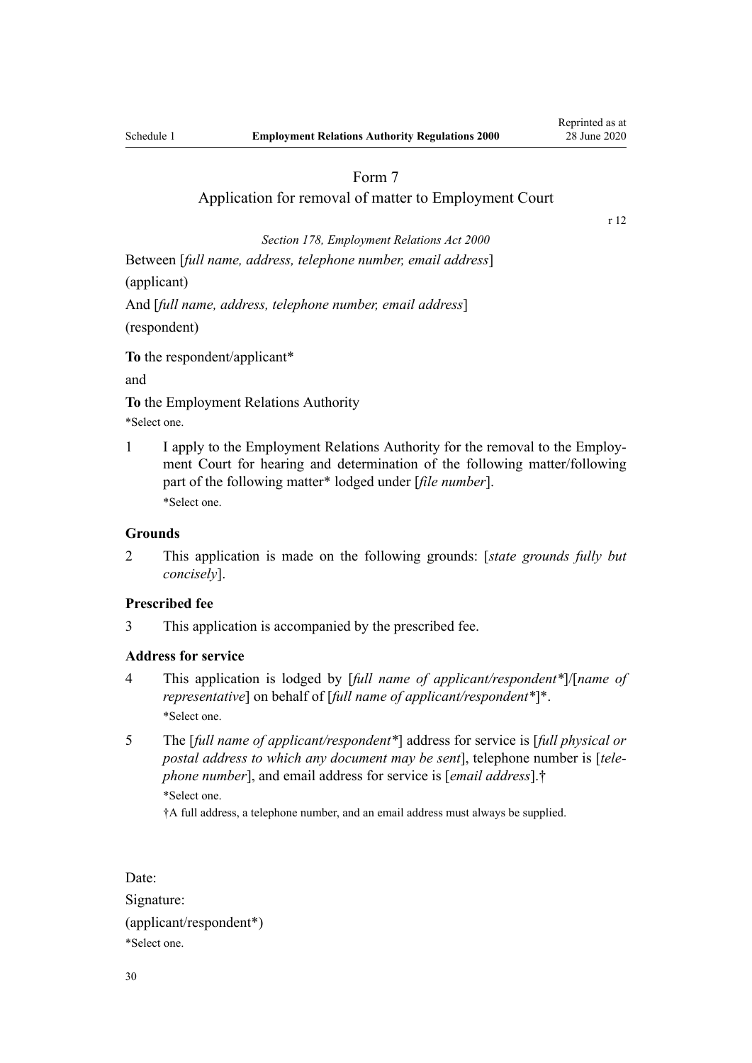# Form 7

## Application for removal of matter to Employment Court

r 12

*Section 178, Employment Relations Act 2000*

Between [*full name, address, telephone number, email address*]

(applicant)

And [*full name, address, telephone number, email address*]

(respondent)

**To** the respondent/applicant*

and

**To** the Employment Relations Authority

*Select one.

1 I apply to the Employment Relations Authority for the removal to the Employment Court for hearing and determination of the following matter/following part of the following matter* lodged under [*file number*].

*Select one.

### Grounds

2 This application is made on the following grounds: [*state grounds fully but concisely*].

### Prescribed fee

3 This application is accompanied by the prescribed fee.

### Address for service

4 This application is lodged by [*full name of applicant/respondent**]/[*name of representative*] on behalf of [*full name of applicant/respondent**]*.

*Select one.

5 The [*full name of applicant/respondent**] address for service is [*full physical or postal address to which any document may be sent*], telephone number is [*telephone number*], and email address for service is [*email address*].†

*Select one.

†A full address, a telephone number, and an email address must always be supplied.

Date:

Signature:

(applicant/respondent*)

*Select one.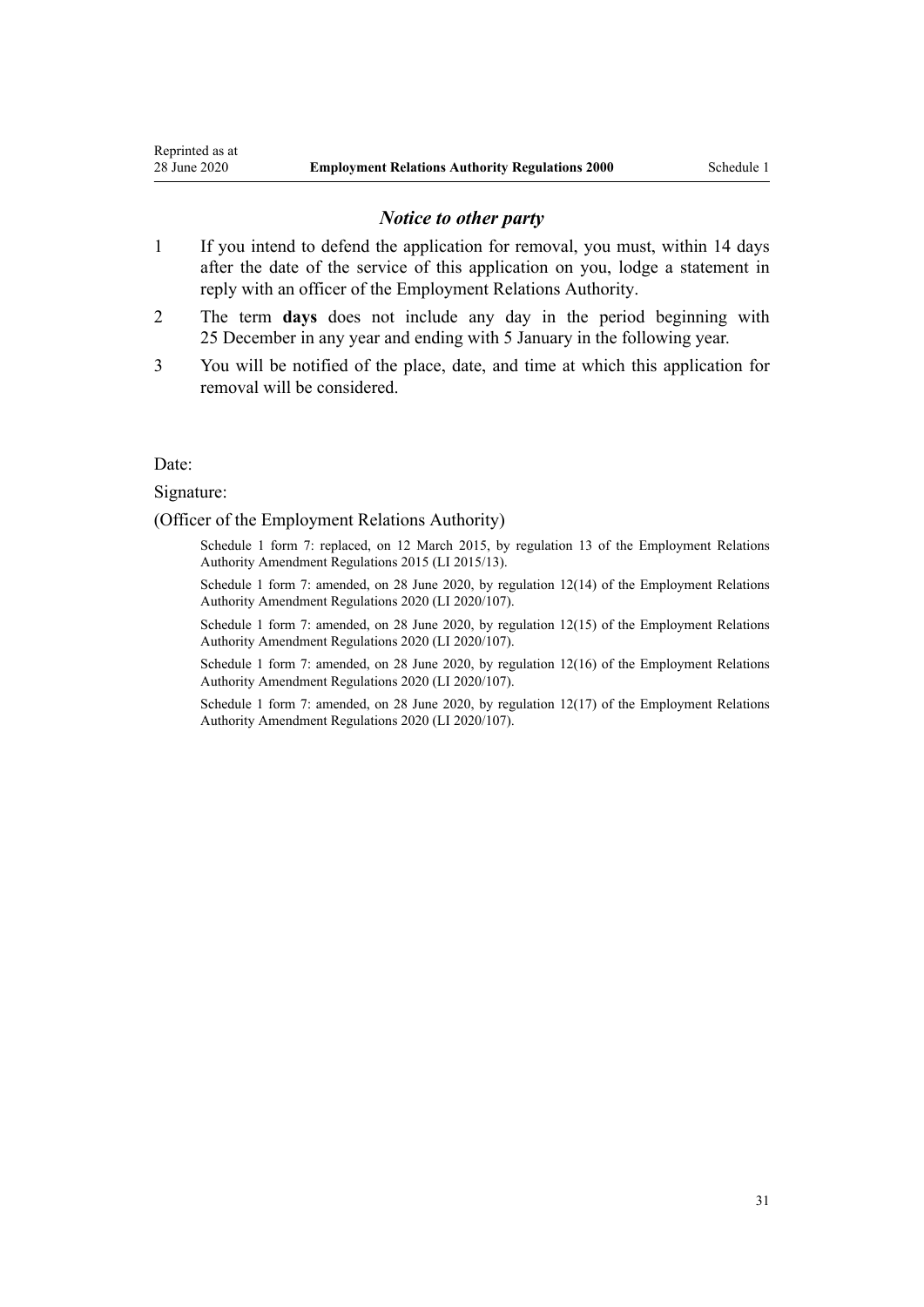### *Notice to other party*

1 If you intend to defend the application for removal, you must, within 14 days after the date of the service of this application on you, lodge a statement in reply with an officer of the Employment Relations Authority.

2 The term **days** does not include any day in the period beginning with 25 December in any year and ending with 5 January in the following year.

3 You will be notified of the place, date, and time at which this application for removal will be considered.

Date:

Signature:

(Officer of the Employment Relations Authority)

Schedule 1 form 7: replaced, on 12 March 2015, by regulation 13 of the Employment Relations Authority Amendment Regulations 2015 (LI 2015/13).

Schedule 1 form 7: amended, on 28 June 2020, by regulation 12(14) of the Employment Relations Authority Amendment Regulations 2020 (LI 2020/107).

Schedule 1 form 7: amended, on 28 June 2020, by regulation 12(15) of the Employment Relations Authority Amendment Regulations 2020 (LI 2020/107).

Schedule 1 form 7: amended, on 28 June 2020, by regulation 12(16) of the Employment Relations Authority Amendment Regulations 2020 (LI 2020/107).

Schedule 1 form 7: amended, on 28 June 2020, by regulation 12(17) of the Employment Relations Authority Amendment Regulations 2020 (LI 2020/107).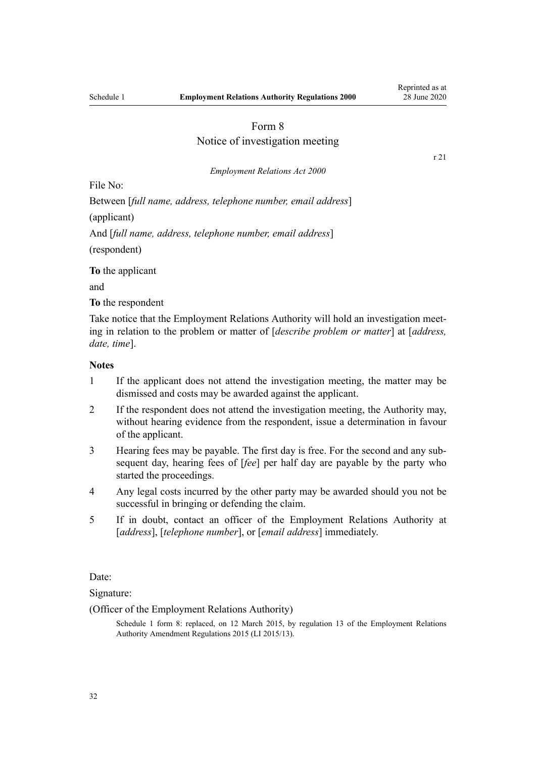# Form 8
## Notice of investigation meeting

r 21

*Employment Relations Act 2000*

File No:

Between [*full name, address, telephone number, email address*]

(applicant)

And [*full name, address, telephone number, email address*]

(respondent)

**To** the applicant

and

**To** the respondent

Take notice that the Employment Relations Authority will hold an investigation meeting in relation to the problem or matter of [*describe problem or matter*] at [*address, date, time*].

**Notes**

1 If the applicant does not attend the investigation meeting, the matter may be dismissed and costs may be awarded against the applicant.

2 If the respondent does not attend the investigation meeting, the Authority may, without hearing evidence from the respondent, issue a determination in favour of the applicant.

3 Hearing fees may be payable. The first day is free. For the second and any subsequent day, hearing fees of [*fee*] per half day are payable by the party who started the proceedings.

4 Any legal costs incurred by the other party may be awarded should you not be successful in bringing or defending the claim.

5 If in doubt, contact an officer of the Employment Relations Authority at [*address*], [*telephone number*], or [*email address*] immediately.

Date:

Signature:

(Officer of the Employment Relations Authority)

Schedule 1 form 8: replaced, on 12 March 2015, by regulation 13 of the Employment Relations Authority Amendment Regulations 2015 (LI 2015/13).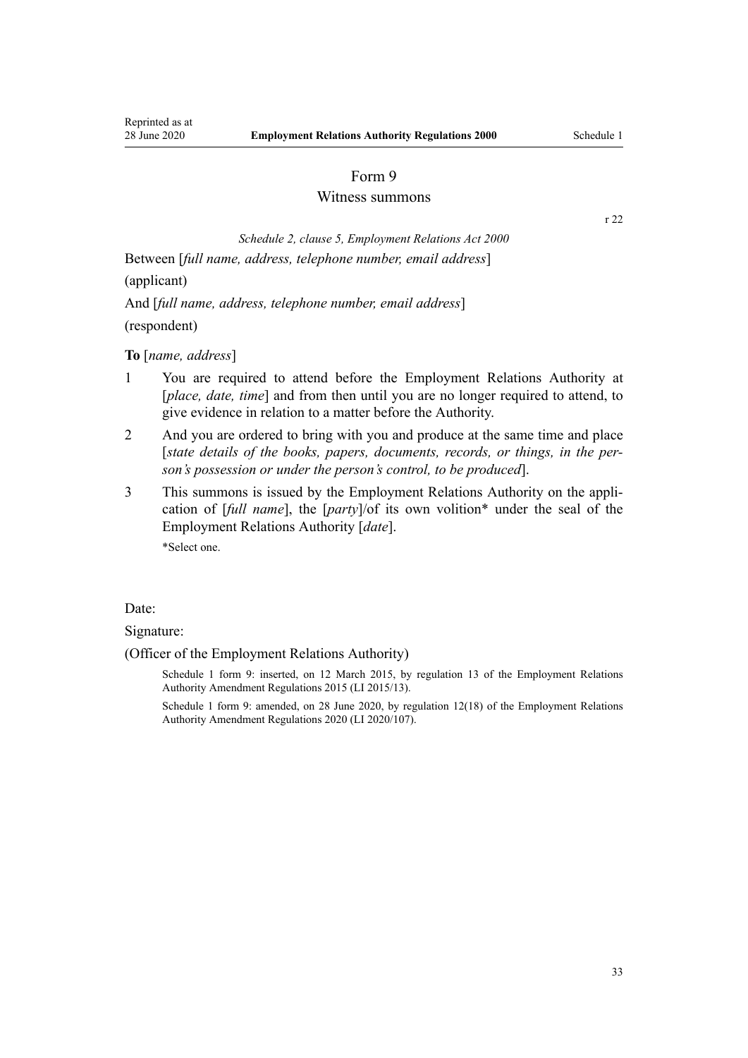## Form 9
### Witness summons

r 22

*Schedule 2, clause 5, Employment Relations Act 2000*

Between [*full name, address, telephone number, email address*]

(applicant)

And [*full name, address, telephone number, email address*]

(respondent)

**To** [*name, address*]

1 You are required to attend before the Employment Relations Authority at [*place, date, time*] and from then until you are no longer required to attend, to give evidence in relation to a matter before the Authority.

2 And you are ordered to bring with you and produce at the same time and place [*state details of the books, papers, documents, records, or things, in the person's possession or under the person's control, to be produced*].

3 This summons is issued by the Employment Relations Authority on the application of [*full name*], the [*party*]/of its own volition* under the seal of the Employment Relations Authority [*date*].

*Select one.

Date:

Signature:

(Officer of the Employment Relations Authority)

Schedule 1 form 9: inserted, on 12 March 2015, by regulation 13 of the Employment Relations Authority Amendment Regulations 2015 (LI 2015/13).

Schedule 1 form 9: amended, on 28 June 2020, by regulation 12(18) of the Employment Relations Authority Amendment Regulations 2020 (LI 2020/107).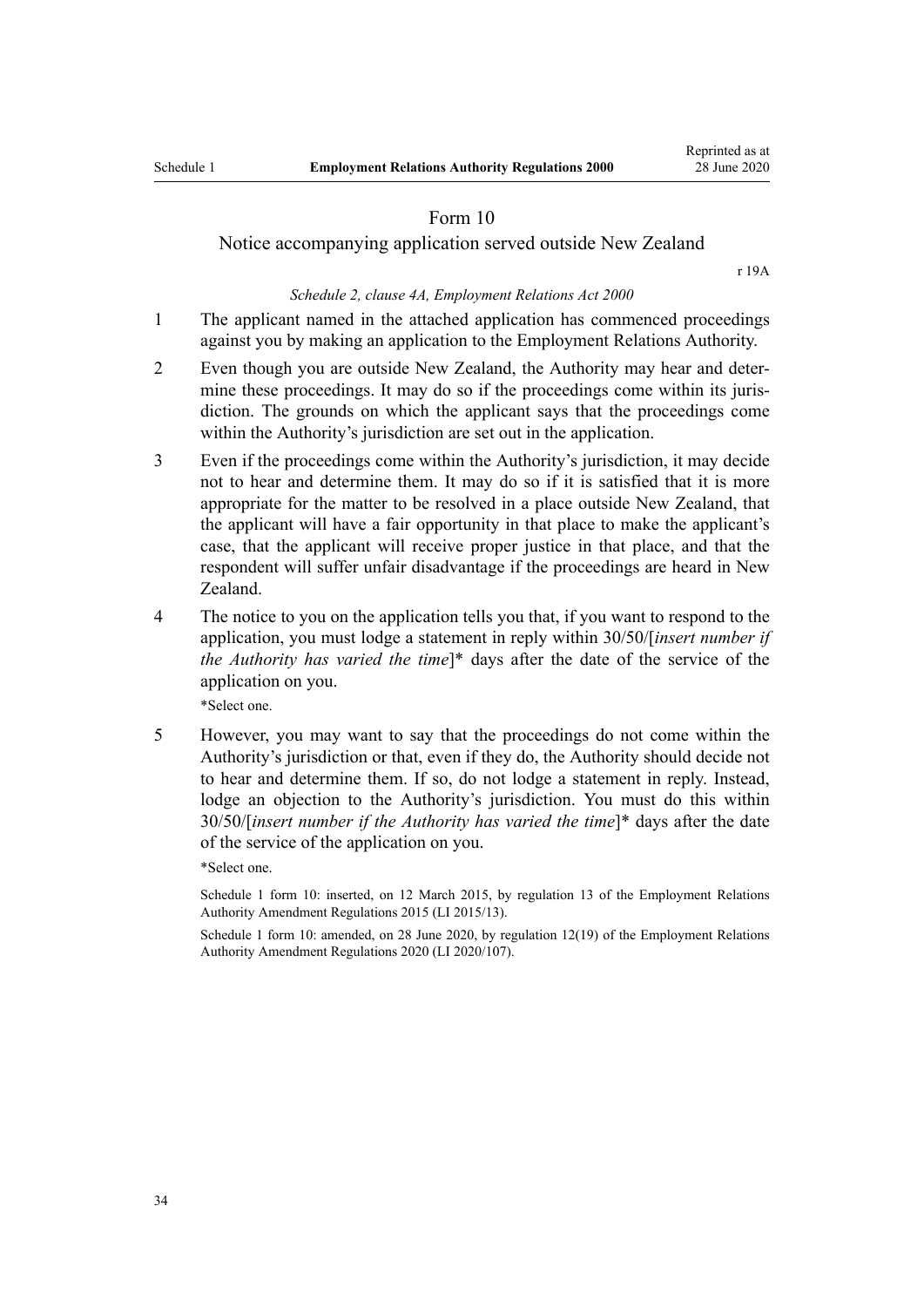# Form 10

## Notice accompanying application served outside New Zealand

r 19A

*Schedule 2, clause 4A, Employment Relations Act 2000*

1 The applicant named in the attached application has commenced proceedings against you by making an application to the Employment Relations Authority.

2 Even though you are outside New Zealand, the Authority may hear and determine these proceedings. It may do so if the proceedings come within its jurisdiction. The grounds on which the applicant says that the proceedings come within the Authority's jurisdiction are set out in the application.

3 Even if the proceedings come within the Authority's jurisdiction, it may decide not to hear and determine them. It may do so if it is satisfied that it is more appropriate for the matter to be resolved in a place outside New Zealand, that the applicant will have a fair opportunity in that place to make the applicant's case, that the applicant will receive proper justice in that place, and that the respondent will suffer unfair disadvantage if the proceedings are heard in New Zealand.

4 The notice to you on the application tells you that, if you want to respond to the application, you must lodge a statement in reply within 30/50/[*insert number if the Authority has varied the time*]* days after the date of the service of the application on you.

\*Select one.

5 However, you may want to say that the proceedings do not come within the Authority's jurisdiction or that, even if they do, the Authority should decide not to hear and determine them. If so, do not lodge a statement in reply. Instead, lodge an objection to the Authority's jurisdiction. You must do this within 30/50/[*insert number if the Authority has varied the time*]* days after the date of the service of the application on you.

\*Select one.

Schedule 1 form 10: inserted, on 12 March 2015, by regulation 13 of the Employment Relations Authority Amendment Regulations 2015 (LI 2015/13).

Schedule 1 form 10: amended, on 28 June 2020, by regulation 12(19) of the Employment Relations Authority Amendment Regulations 2020 (LI 2020/107).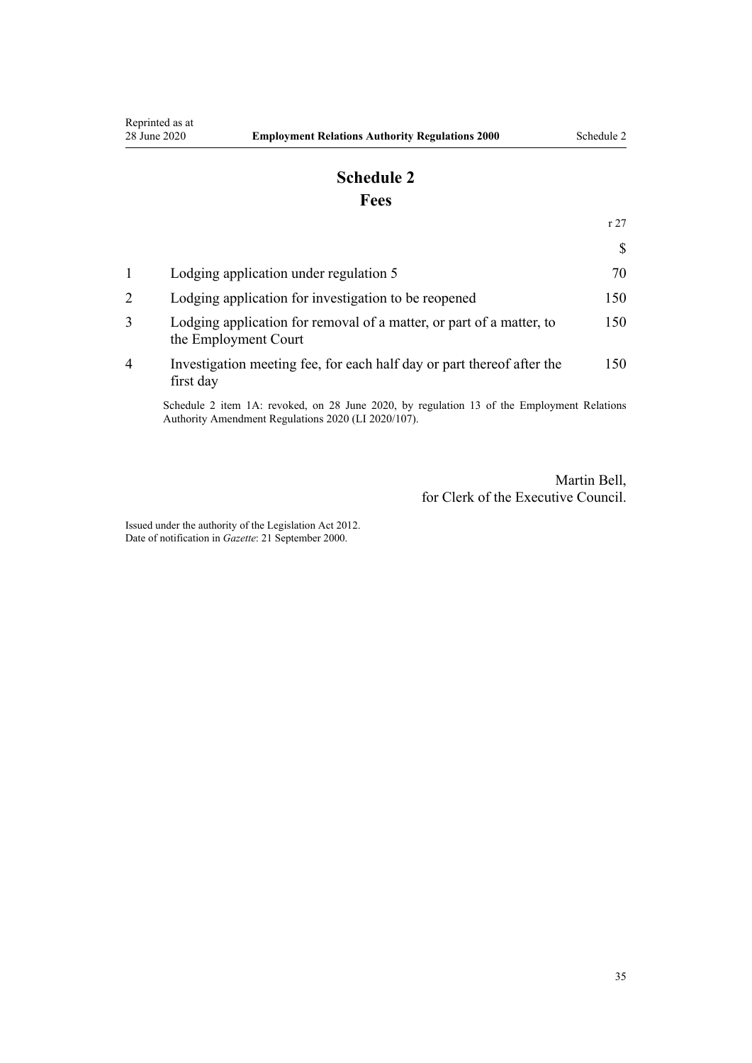# Schedule 2
## Fees

r 27

| | | $ |
|---|---|---|
| 1 | Lodging application under regulation 5 | 70 |
| 2 | Lodging application for investigation to be reopened | 150 |
| 3 | Lodging application for removal of a matter, or part of a matter, to the Employment Court | 150 |
| 4 | Investigation meeting fee, for each half day or part thereof after the first day | 150 |

Schedule 2 item 1A: revoked, on 28 June 2020, by regulation 13 of the Employment Relations Authority Amendment Regulations 2020 (LI 2020/107).

Martin Bell,
for Clerk of the Executive Council.

Issued under the authority of the Legislation Act 2012.
Date of notification in *Gazette*: 21 September 2000.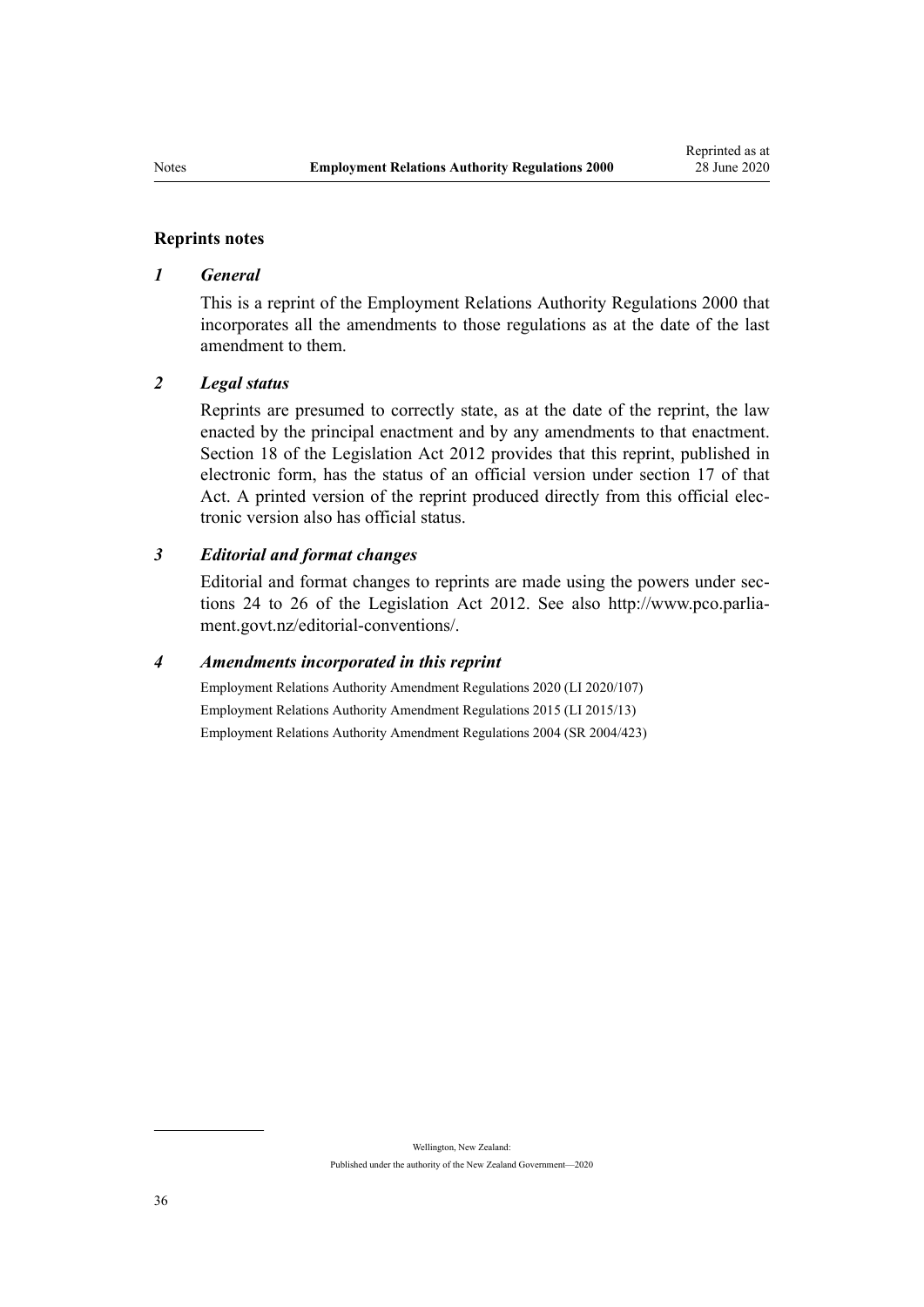## Reprints notes

### *1 General*

This is a reprint of the Employment Relations Authority Regulations 2000 that incorporates all the amendments to those regulations as at the date of the last amendment to them.

### *2 Legal status*

Reprints are presumed to correctly state, as at the date of the reprint, the law enacted by the principal enactment and by any amendments to that enactment. Section 18 of the Legislation Act 2012 provides that this reprint, published in electronic form, has the status of an official version under section 17 of that Act. A printed version of the reprint produced directly from this official electronic version also has official status.

### *3 Editorial and format changes*

Editorial and format changes to reprints are made using the powers under sections 24 to 26 of the Legislation Act 2012. See also http://www.pco.parliament.govt.nz/editorial-conventions/.

### *4 Amendments incorporated in this reprint*

Employment Relations Authority Amendment Regulations 2020 (LI 2020/107)
Employment Relations Authority Amendment Regulations 2015 (LI 2015/13)
Employment Relations Authority Amendment Regulations 2004 (SR 2004/423)

Wellington, New Zealand:
Published under the authority of the New Zealand Government—2020